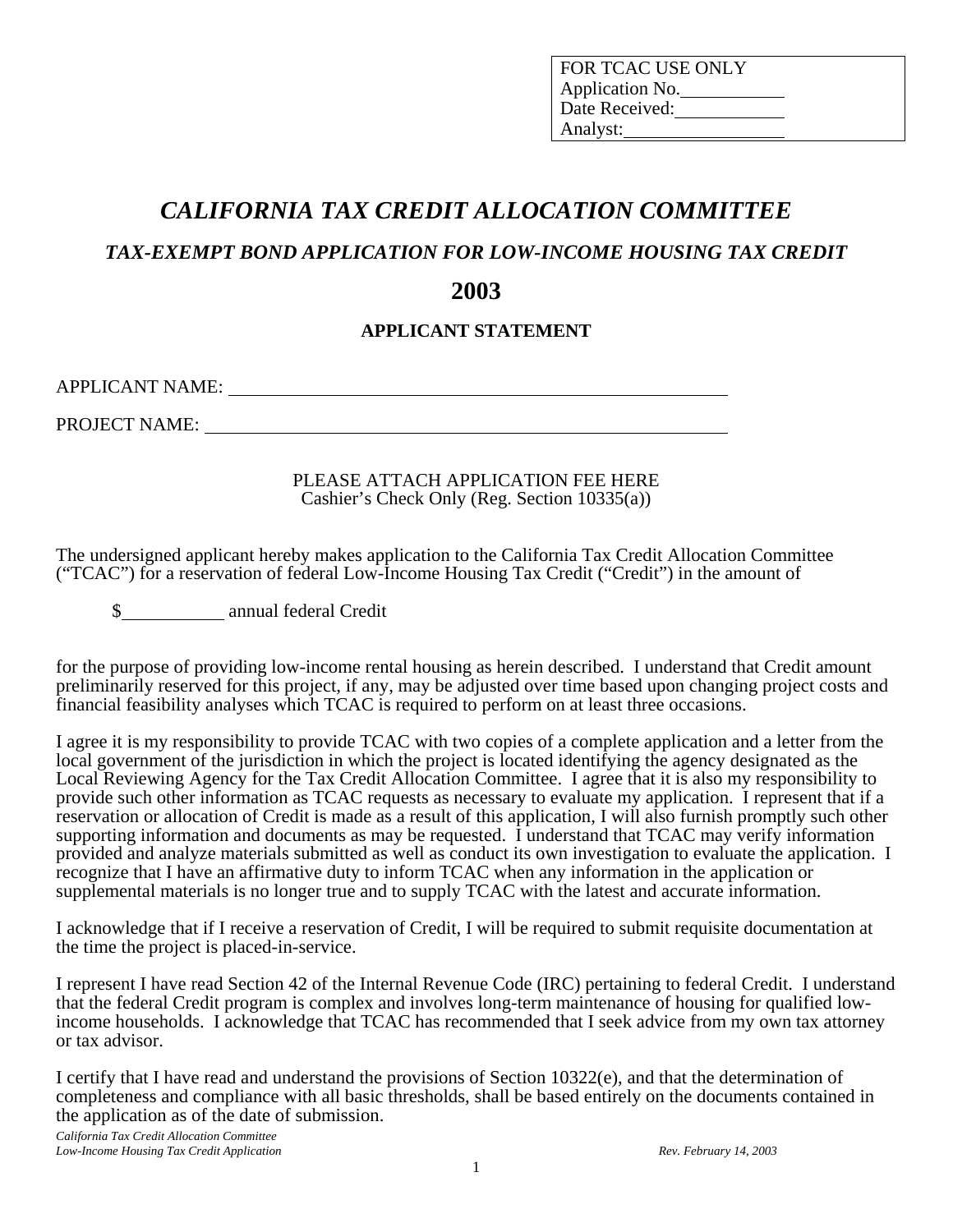FOR TCAC USE ONLY
Application No.___________
Date Received:___________
Analyst:_________________

# *CALIFORNIA TAX CREDIT ALLOCATION COMMITTEE*

## *TAX-EXEMPT BOND APPLICATION FOR LOW-INCOME HOUSING TAX CREDIT*

## 2003

### APPLICANT STATEMENT

APPLICANT NAME: ____________________________________________________________

PROJECT NAME: ______________________________________________________________

PLEASE ATTACH APPLICATION FEE HERE
Cashier's Check Only (Reg. Section 10335(a))

The undersigned applicant hereby makes application to the California Tax Credit Allocation Committee ("TCAC") for a reservation of federal Low-Income Housing Tax Credit ("Credit") in the amount of

$___________ annual federal Credit

for the purpose of providing low-income rental housing as herein described. I understand that Credit amount preliminarily reserved for this project, if any, may be adjusted over time based upon changing project costs and financial feasibility analyses which TCAC is required to perform on at least three occasions.

I agree it is my responsibility to provide TCAC with two copies of a complete application and a letter from the local government of the jurisdiction in which the project is located identifying the agency designated as the Local Reviewing Agency for the Tax Credit Allocation Committee. I agree that it is also my responsibility to provide such other information as TCAC requests as necessary to evaluate my application. I represent that if a reservation or allocation of Credit is made as a result of this application, I will also furnish promptly such other supporting information and documents as may be requested. I understand that TCAC may verify information provided and analyze materials submitted as well as conduct its own investigation to evaluate the application. I recognize that I have an affirmative duty to inform TCAC when any information in the application or supplemental materials is no longer true and to supply TCAC with the latest and accurate information.

I acknowledge that if I receive a reservation of Credit, I will be required to submit requisite documentation at the time the project is placed-in-service.

I represent I have read Section 42 of the Internal Revenue Code (IRC) pertaining to federal Credit. I understand that the federal Credit program is complex and involves long-term maintenance of housing for qualified low-income households. I acknowledge that TCAC has recommended that I seek advice from my own tax attorney or tax advisor.

I certify that I have read and understand the provisions of Section 10322(e), and that the determination of completeness and compliance with all basic thresholds, shall be based entirely on the documents contained in the application as of the date of submission.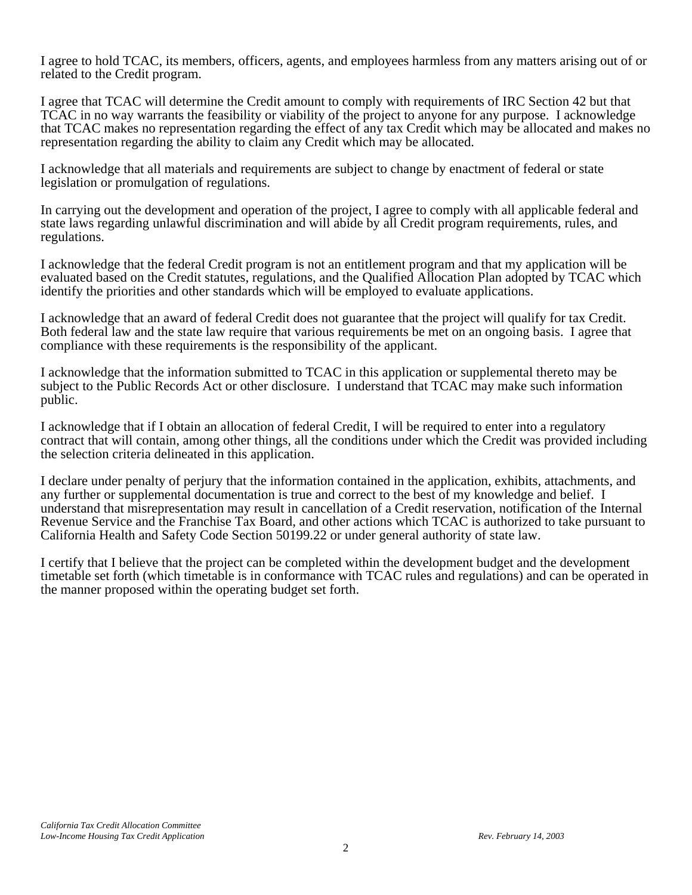I agree to hold TCAC, its members, officers, agents, and employees harmless from any matters arising out of or related to the Credit program.

I agree that TCAC will determine the Credit amount to comply with requirements of IRC Section 42 but that TCAC in no way warrants the feasibility or viability of the project to anyone for any purpose. I acknowledge that TCAC makes no representation regarding the effect of any tax Credit which may be allocated and makes no representation regarding the ability to claim any Credit which may be allocated.

I acknowledge that all materials and requirements are subject to change by enactment of federal or state legislation or promulgation of regulations.

In carrying out the development and operation of the project, I agree to comply with all applicable federal and state laws regarding unlawful discrimination and will abide by all Credit program requirements, rules, and regulations.

I acknowledge that the federal Credit program is not an entitlement program and that my application will be evaluated based on the Credit statutes, regulations, and the Qualified Allocation Plan adopted by TCAC which identify the priorities and other standards which will be employed to evaluate applications.

I acknowledge that an award of federal Credit does not guarantee that the project will qualify for tax Credit. Both federal law and the state law require that various requirements be met on an ongoing basis. I agree that compliance with these requirements is the responsibility of the applicant.

I acknowledge that the information submitted to TCAC in this application or supplemental thereto may be subject to the Public Records Act or other disclosure. I understand that TCAC may make such information public.

I acknowledge that if I obtain an allocation of federal Credit, I will be required to enter into a regulatory contract that will contain, among other things, all the conditions under which the Credit was provided including the selection criteria delineated in this application.

I declare under penalty of perjury that the information contained in the application, exhibits, attachments, and any further or supplemental documentation is true and correct to the best of my knowledge and belief. I understand that misrepresentation may result in cancellation of a Credit reservation, notification of the Internal Revenue Service and the Franchise Tax Board, and other actions which TCAC is authorized to take pursuant to California Health and Safety Code Section 50199.22 or under general authority of state law.

I certify that I believe that the project can be completed within the development budget and the development timetable set forth (which timetable is in conformance with TCAC rules and regulations) and can be operated in the manner proposed within the operating budget set forth.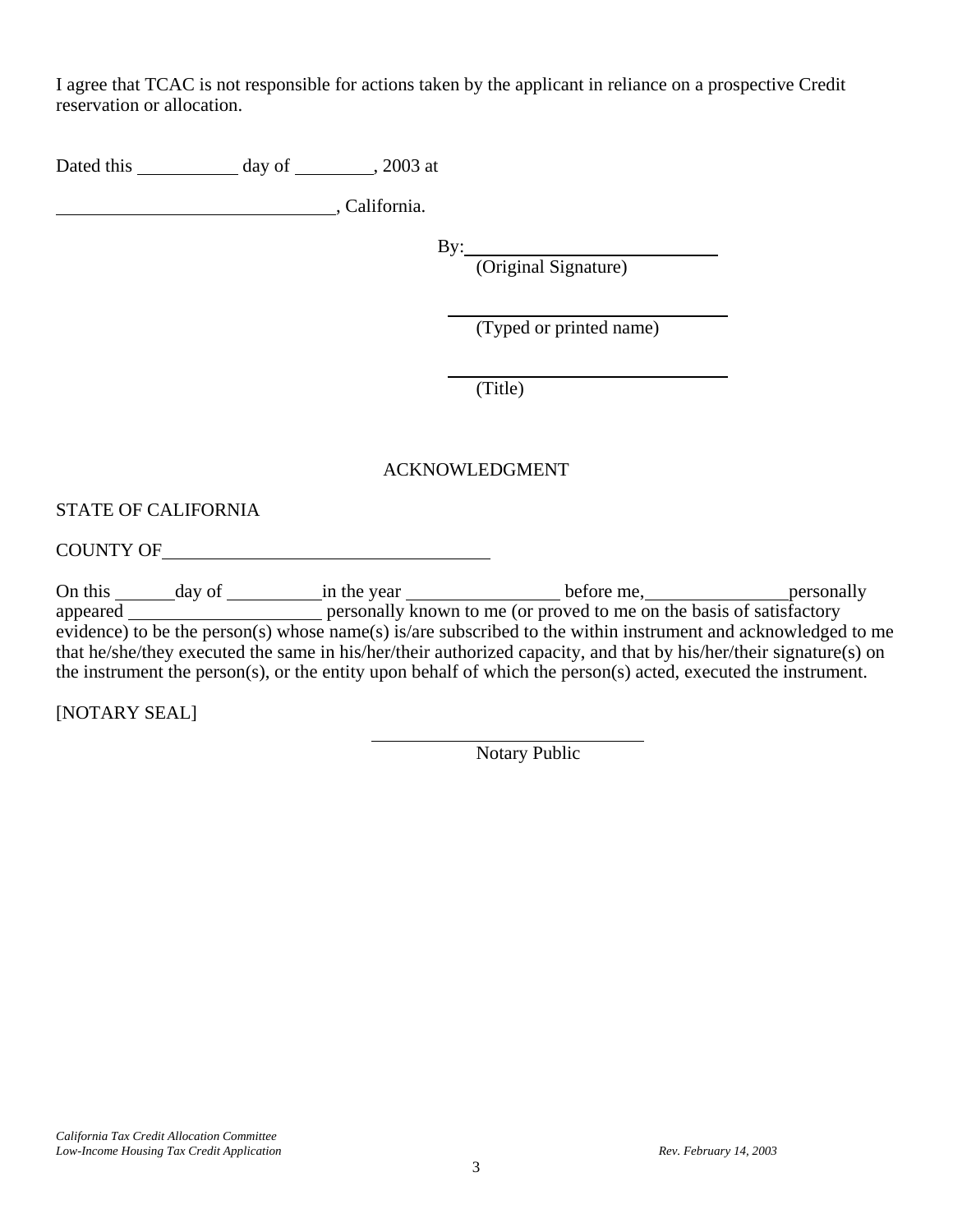I agree that TCAC is not responsible for actions taken by the applicant in reliance on a prospective Credit reservation or allocation.

Dated this \_\_\_\_\_\_\_\_\_\_ day of \_\_\_\_\_\_\_\_, 2003 at

\_\_\_\_\_\_\_\_\_\_\_\_\_\_\_\_\_\_\_\_\_\_\_\_\_\_\_\_, California.

By: \_\_\_\_\_\_\_\_\_\_\_\_\_\_\_\_\_\_\_\_\_\_\_\_\_
(Original Signature)

\_\_\_\_\_\_\_\_\_\_\_\_\_\_\_\_\_\_\_\_\_\_\_\_\_\_\_
(Typed or printed name)

\_\_\_\_\_\_\_\_\_\_\_\_\_\_\_\_\_\_\_\_\_\_\_\_\_\_\_
(Title)

ACKNOWLEDGMENT

STATE OF CALIFORNIA

COUNTY OF \_\_\_\_\_\_\_\_\_\_\_\_\_\_\_\_\_\_\_\_\_\_\_\_\_\_\_\_\_\_\_\_\_\_

On this \_\_\_\_\_\_ day of \_\_\_\_\_\_\_\_\_\_ in the year \_\_\_\_\_\_\_\_\_\_\_\_\_\_\_\_ before me, \_\_\_\_\_\_\_\_\_\_\_\_\_\_\_ personally appeared \_\_\_\_\_\_\_\_\_\_\_\_\_\_\_\_\_\_\_\_\_ personally known to me (or proved to me on the basis of satisfactory evidence) to be the person(s) whose name(s) is/are subscribed to the within instrument and acknowledged to me that he/she/they executed the same in his/her/their authorized capacity, and that by his/her/their signature(s) on the instrument the person(s), or the entity upon behalf of which the person(s) acted, executed the instrument.

[NOTARY SEAL]

\_\_\_\_\_\_\_\_\_\_\_\_\_\_\_\_\_\_\_\_\_\_\_\_\_\_\_\_\_
Notary Public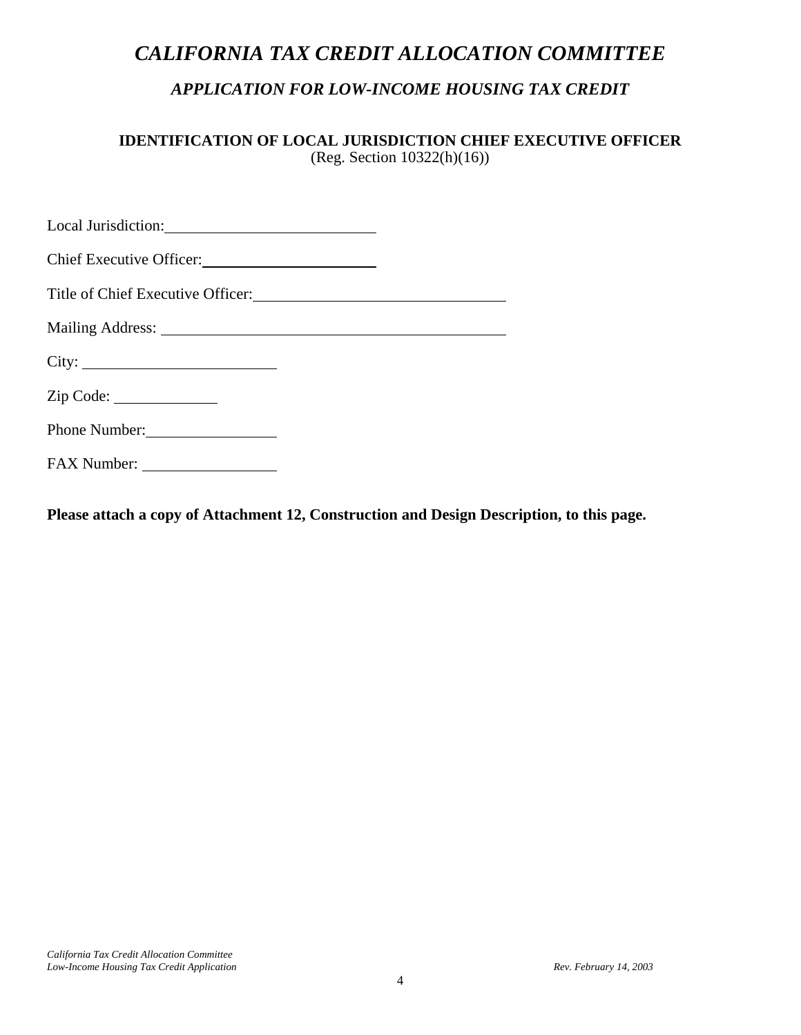# *CALIFORNIA TAX CREDIT ALLOCATION COMMITTEE*

## *APPLICATION FOR LOW-INCOME HOUSING TAX CREDIT*

**IDENTIFICATION OF LOCAL JURISDICTION CHIEF EXECUTIVE OFFICER**
(Reg. Section 10322(h)(16))

Local Jurisdiction: ___________________________

Chief Executive Officer: ______________________

Title of Chief Executive Officer: ________________________________

Mailing Address: ___________________________________________

City: ________________________

Zip Code: _____________

Phone Number: ________________

FAX Number: ________________

**Please attach a copy of Attachment 12, Construction and Design Description, to this page.**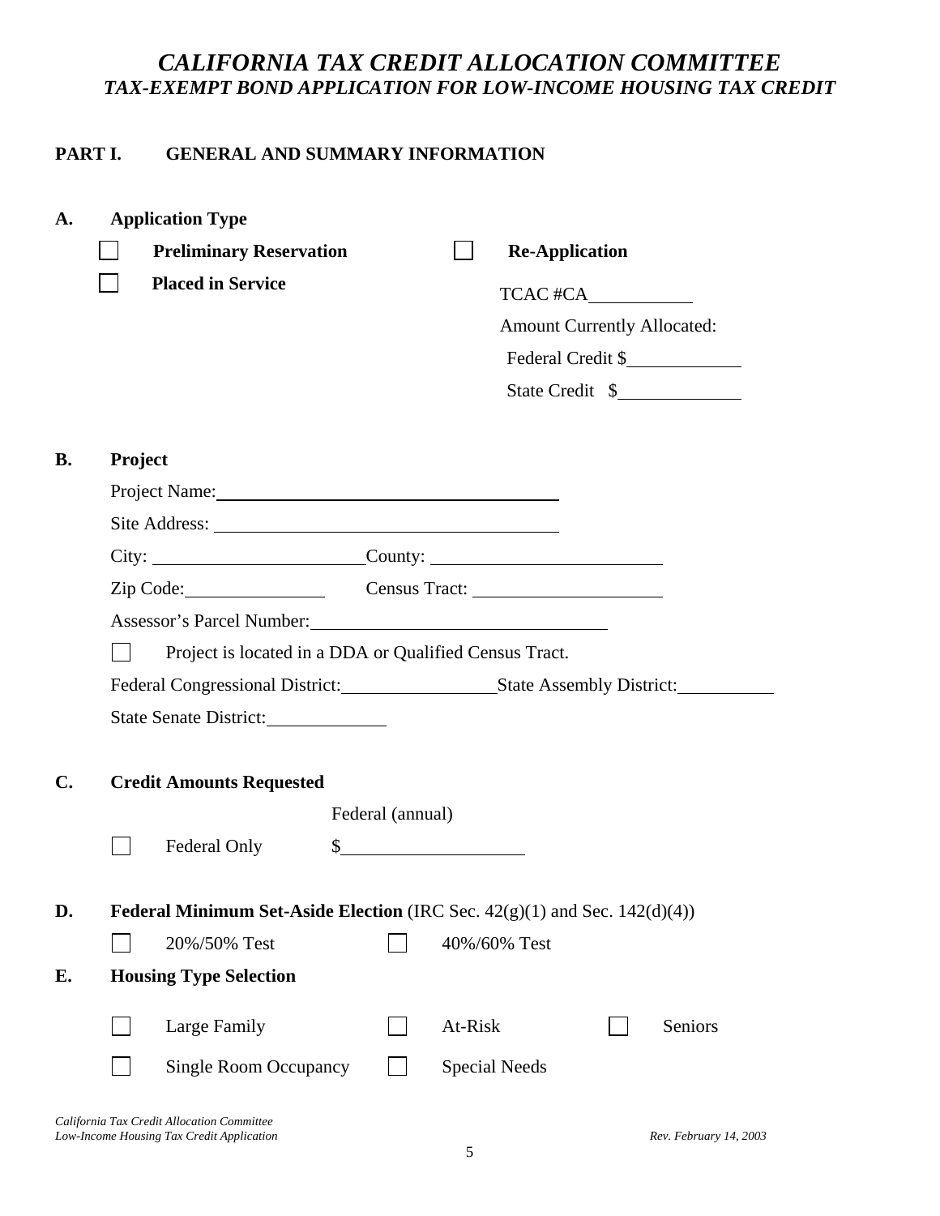# *CALIFORNIA TAX CREDIT ALLOCATION COMMITTEE*

## *TAX-EXEMPT BOND APPLICATION FOR LOW-INCOME HOUSING TAX CREDIT*

### PART I. GENERAL AND SUMMARY INFORMATION

**A. Application Type**

☐ **Preliminary Reservation** ☐ **Re-Application**

☐ **Placed in Service**

TCAC #CA\_\_\_\_\_\_\_\_\_\_\_\_

Amount Currently Allocated:

Federal Credit $\_\_\_\_\_\_\_\_\_\_\_\_\_

State Credit $\_\_\_\_\_\_\_\_\_\_\_\_\_

**B. Project**

Project Name:\_\_\_\_\_\_\_\_\_\_\_\_\_\_\_\_\_\_\_\_\_\_\_\_\_\_\_\_\_\_\_\_\_\_\_\_\_\_\_\_

Site Address: \_\_\_\_\_\_\_\_\_\_\_\_\_\_\_\_\_\_\_\_\_\_\_\_\_\_\_\_\_\_\_\_\_\_\_\_\_\_\_

City: \_\_\_\_\_\_\_\_\_\_\_\_\_\_\_\_\_\_\_\_\_\_\_ County: \_\_\_\_\_\_\_\_\_\_\_\_\_\_\_\_\_\_\_\_\_\_\_\_\_\_

Zip Code:\_\_\_\_\_\_\_\_\_\_\_\_\_\_\_\_ Census Tract: \_\_\_\_\_\_\_\_\_\_\_\_\_\_\_\_\_\_\_\_\_\_

Assessor's Parcel Number:\_\_\_\_\_\_\_\_\_\_\_\_\_\_\_\_\_\_\_\_\_\_\_\_\_\_\_\_\_\_\_\_\_

☐ Project is located in a DDA or Qualified Census Tract.

Federal Congressional District:\_\_\_\_\_\_\_\_\_\_\_\_\_\_\_\_\_\_ State Assembly District:\_\_\_\_\_\_\_\_\_\_\_

State Senate District:\_\_\_\_\_\_\_\_\_\_\_\_\_\_

**C. Credit Amounts Requested**

Federal (annual)

☐ Federal Only $\_\_\_\_\_\_\_\_\_\_\_\_\_\_\_\_\_\_\_\_

**D. Federal Minimum Set-Aside Election** (IRC Sec. 42(g)(1) and Sec. 142(d)(4))

☐ 20%/50% Test ☐ 40%/60% Test

**E. Housing Type Selection**

☐ Large Family ☐ At-Risk ☐ Seniors

☐ Single Room Occupancy ☐ Special Needs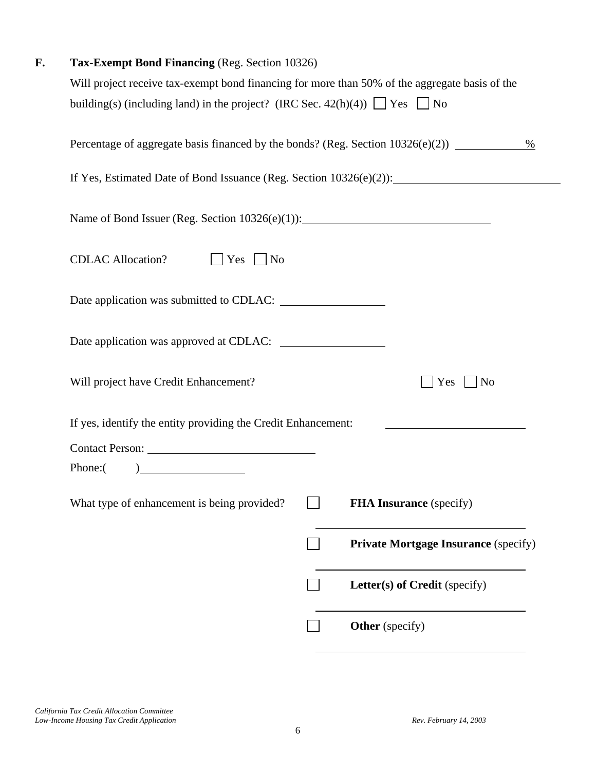**F. Tax-Exempt Bond Financing** (Reg. Section 10326)

Will project receive tax-exempt bond financing for more than 50% of the aggregate basis of the building(s) (including land) in the project? (IRC Sec. 42(h)(4)) ☐ Yes ☐ No

Percentage of aggregate basis financed by the bonds? (Reg. Section 10326(e)(2)) ____________%

If Yes, Estimated Date of Bond Issuance (Reg. Section 10326(e)(2)): ____________________________

Name of Bond Issuer (Reg. Section 10326(e)(1)): ________________________________

CDLAC Allocation? ☐ Yes ☐ No

Date application was submitted to CDLAC: __________________

Date application was approved at CDLAC: __________________

Will project have Credit Enhancement? ☐ Yes ☐ No

If yes, identify the entity providing the Credit Enhancement: ______________________

Contact Person: ____________________________

Phone:( ) __________________

What type of enhancement is being provided?

☐ **FHA Insurance** (specify) ____________________________________

☐ **Private Mortgage Insurance** (specify) ____________________________________

☐ **Letter(s) of Credit** (specify) ____________________________________

☐ **Other** (specify) ____________________________________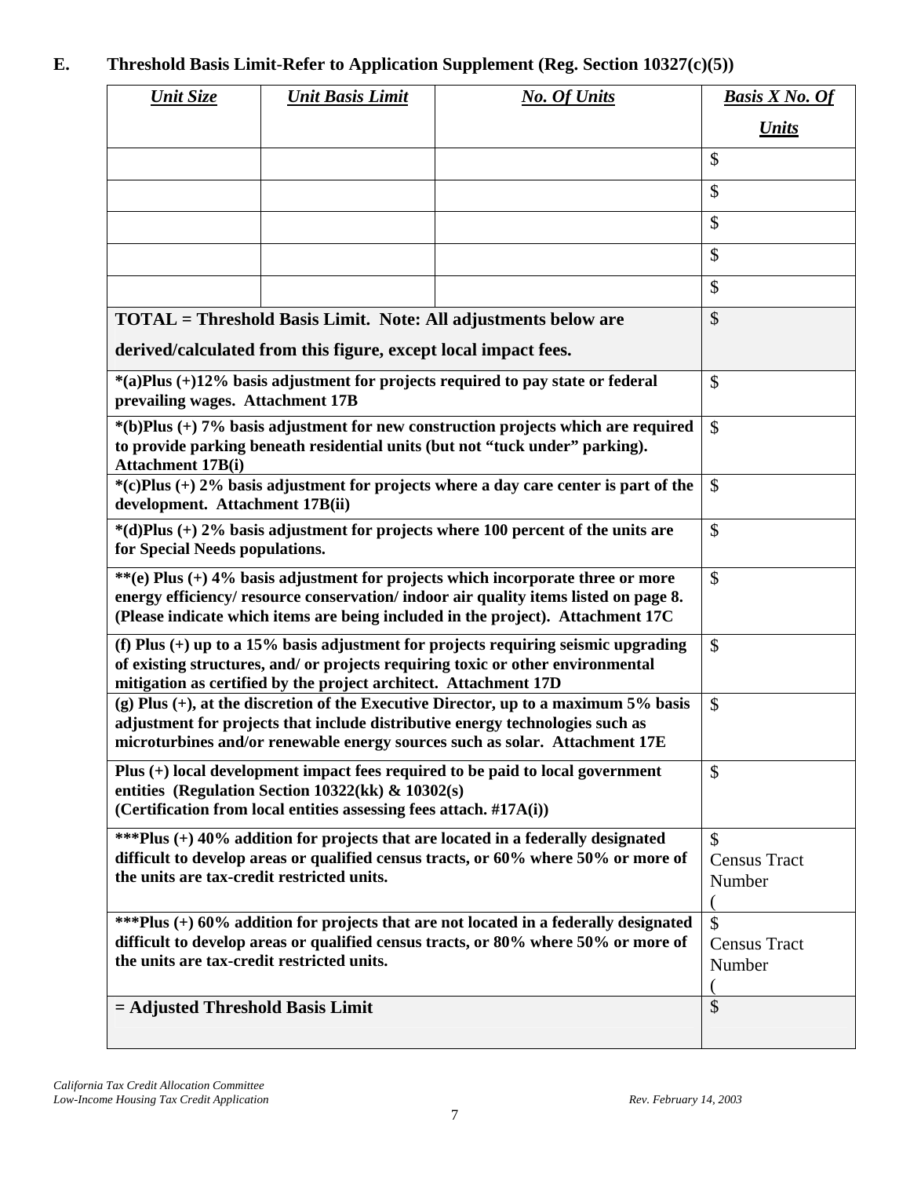**E. Threshold Basis Limit-Refer to Application Supplement (Reg. Section 10327(c)(5))**

| *Unit Size* | *Unit Basis Limit* | *No. Of Units* | *Basis X No. Of Units* |
|---|---|---|---|
| | | | $ |
| | | | $ |
| | | | $ |
| | | | $ |
| | | | $ |
| **TOTAL = Threshold Basis Limit. Note: All adjustments below are derived/calculated from this figure, except local impact fees.** | | | $ |
| **\*(a)Plus (+)12% basis adjustment for projects required to pay state or federal prevailing wages. Attachment 17B** | | | $ |
| **\*(b)Plus (+) 7% basis adjustment for new construction projects which are required to provide parking beneath residential units (but not "tuck under" parking). Attachment 17B(i)** | | | $ |
| **\*(c)Plus (+) 2% basis adjustment for projects where a day care center is part of the development. Attachment 17B(ii)** | | | $ |
| **\*(d)Plus (+) 2% basis adjustment for projects where 100 percent of the units are for Special Needs populations.** | | | $ |
| **\*\*(e) Plus (+) 4% basis adjustment for projects which incorporate three or more energy efficiency/ resource conservation/ indoor air quality items listed on page 8. (Please indicate which items are being included in the project). Attachment 17C** | | | $ |
| **(f) Plus (+) up to a 15% basis adjustment for projects requiring seismic upgrading of existing structures, and/ or projects requiring toxic or other environmental mitigation as certified by the project architect. Attachment 17D** | | | $ |
| **(g) Plus (+), at the discretion of the Executive Director, up to a maximum 5% basis adjustment for projects that include distributive energy technologies such as microturbines and/or renewable energy sources such as solar. Attachment 17E** | | | $ |
| **Plus (+) local development impact fees required to be paid to local government entities (Regulation Section 10322(kk) & 10302(s) (Certification from local entities assessing fees attach. #17A(i))** | | | $ |
| **\*\*\*Plus (+) 40% addition for projects that are located in a federally designated difficult to develop areas or qualified census tracts, or 60% where 50% or more of the units are tax-credit restricted units.** | | | $ Census Tract Number ( |
| **\*\*\*Plus (+) 60% addition for projects that are not located in a federally designated difficult to develop areas or qualified census tracts, or 80% where 50% or more of the units are tax-credit restricted units.** | | | $ Census Tract Number ( |
| **= Adjusted Threshold Basis Limit** | | | $ |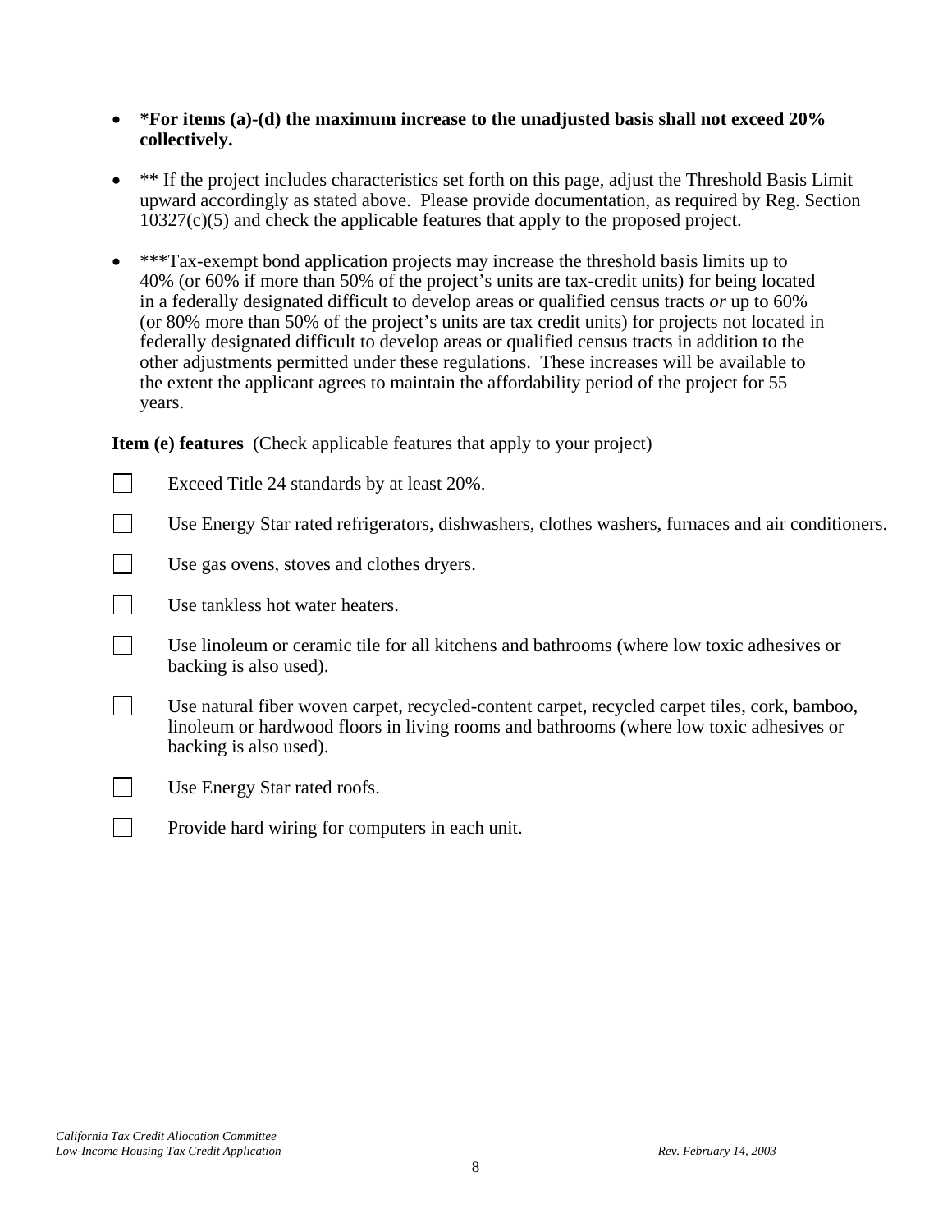- **\*For items (a)-(d) the maximum increase to the unadjusted basis shall not exceed 20% collectively.**

- ** If the project includes characteristics set forth on this page, adjust the Threshold Basis Limit upward accordingly as stated above. Please provide documentation, as required by Reg. Section 10327(c)(5) and check the applicable features that apply to the proposed project.

- ***Tax-exempt bond application projects may increase the threshold basis limits up to 40% (or 60% if more than 50% of the project's units are tax-credit units) for being located in a federally designated difficult to develop areas or qualified census tracts *or* up to 60% (or 80% more than 50% of the project's units are tax credit units) for projects not located in federally designated difficult to develop areas or qualified census tracts in addition to the other adjustments permitted under these regulations. These increases will be available to the extent the applicant agrees to maintain the affordability period of the project for 55 years.

**Item (e) features** (Check applicable features that apply to your project)

- [ ] Exceed Title 24 standards by at least 20%.
- [ ] Use Energy Star rated refrigerators, dishwashers, clothes washers, furnaces and air conditioners.
- [ ] Use gas ovens, stoves and clothes dryers.
- [ ] Use tankless hot water heaters.
- [ ] Use linoleum or ceramic tile for all kitchens and bathrooms (where low toxic adhesives or backing is also used).
- [ ] Use natural fiber woven carpet, recycled-content carpet, recycled carpet tiles, cork, bamboo, linoleum or hardwood floors in living rooms and bathrooms (where low toxic adhesives or backing is also used).
- [ ] Use Energy Star rated roofs.
- [ ] Provide hard wiring for computers in each unit.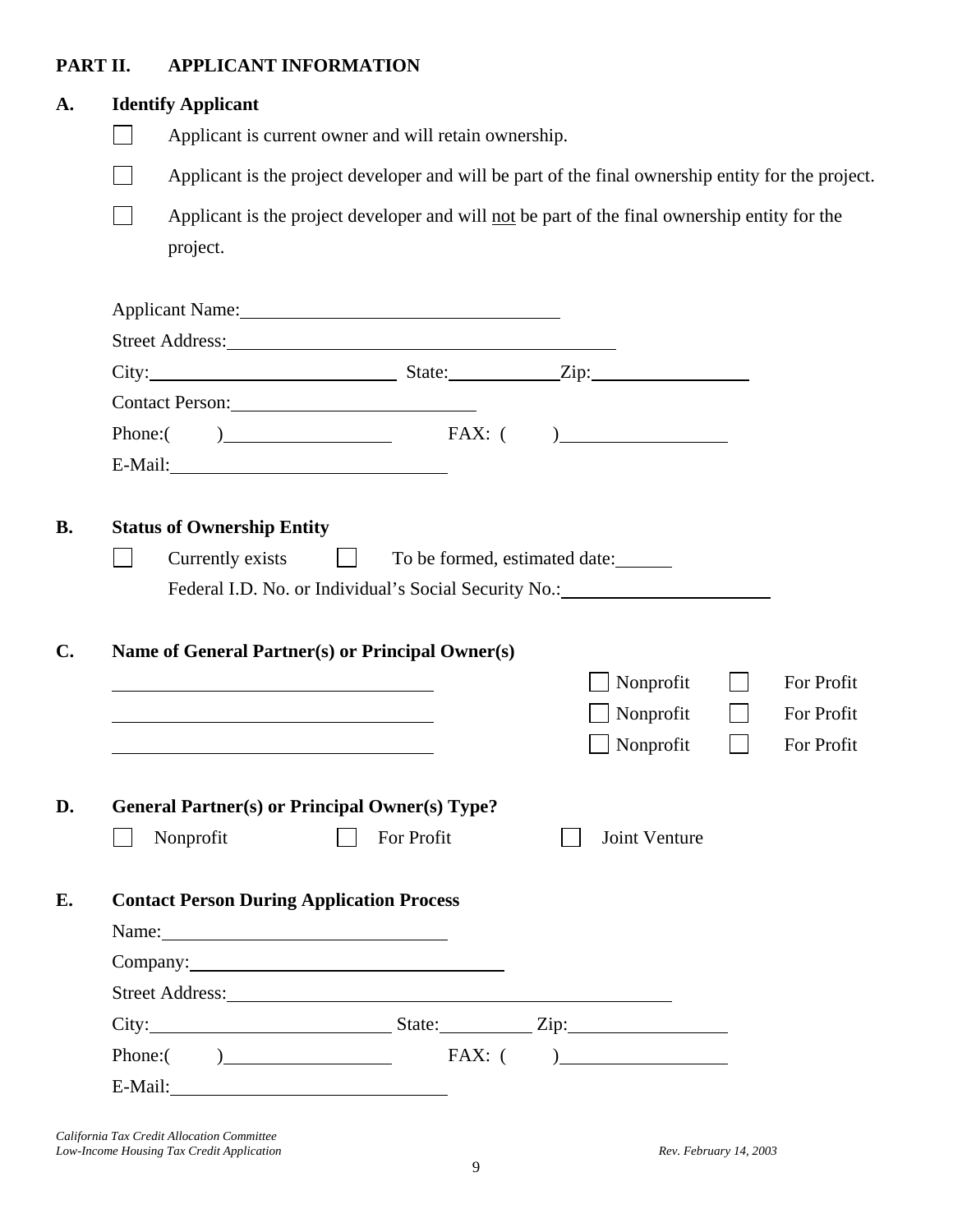## PART II. APPLICANT INFORMATION

### A. Identify Applicant

☐ Applicant is current owner and will retain ownership.

☐ Applicant is the project developer and will be part of the final ownership entity for the project.

☐ Applicant is the project developer and will not be part of the final ownership entity for the project.

Applicant Name: ______________________________

Street Address: ______________________________________

City: ______________________ State: __________ Zip: ______________

Contact Person: ______________________

Phone:(      ) ________________      FAX: (      ) ________________

E-Mail: __________________________

### B. Status of Ownership Entity

☐ Currently exists      ☐ To be formed, estimated date: _____

Federal I.D. No. or Individual's Social Security No.: ____________________

### C. Name of General Partner(s) or Principal Owner(s)

______________________________      ☐ Nonprofit      ☐ For Profit

______________________________      ☐ Nonprofit      ☐ For Profit

______________________________      ☐ Nonprofit      ☐ For Profit

### D. General Partner(s) or Principal Owner(s) Type?

☐ Nonprofit      ☐ For Profit      ☐ Joint Venture

### E. Contact Person During Application Process

Name: __________________________

Company: ______________________________

Street Address: ____________________________________________

City: ______________________ State: __________ Zip: ______________

Phone:(      ) ________________      FAX: (      ) ________________

E-Mail: __________________________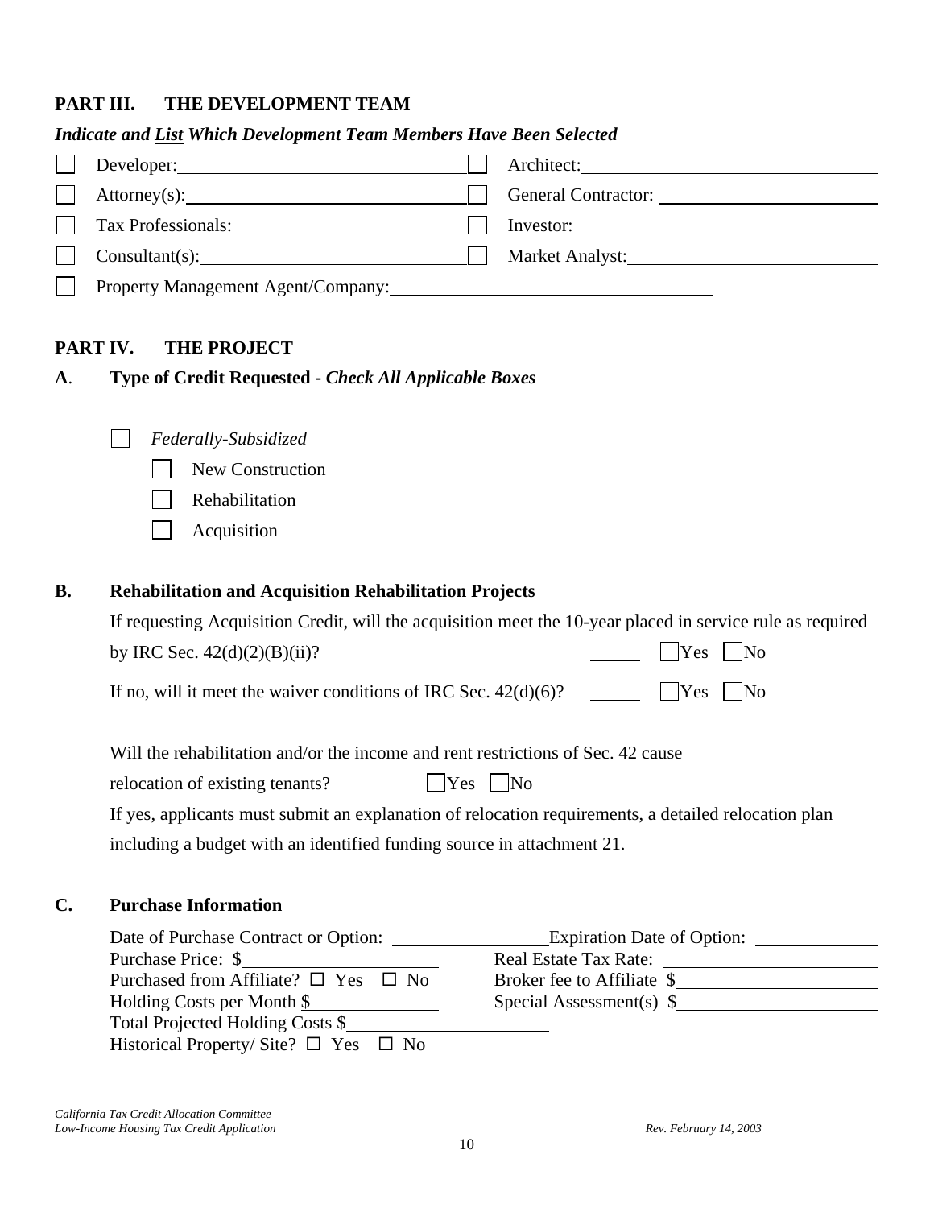## PART III. THE DEVELOPMENT TEAM

***Indicate and List Which Development Team Members Have Been Selected***

- ☐ Developer: ____________________
- ☐ Architect: ____________________
- ☐ Attorney(s): ____________________
- ☐ General Contractor: ____________________
- ☐ Tax Professionals: ____________________
- ☐ Investor: ____________________
- ☐ Consultant(s): ____________________
- ☐ Market Analyst: ____________________
- ☐ Property Management Agent/Company: ____________________

## PART IV. THE PROJECT

### A. Type of Credit Requested - *Check All Applicable Boxes*

- ☐ *Federally-Subsidized*
  - ☐ New Construction
  - ☐ Rehabilitation
  - ☐ Acquisition

### B. Rehabilitation and Acquisition Rehabilitation Projects

If requesting Acquisition Credit, will the acquisition meet the 10-year placed in service rule as required by IRC Sec. 42(d)(2)(B)(ii)? ______ ☐ Yes ☐ No

If no, will it meet the waiver conditions of IRC Sec. 42(d)(6)? ______ ☐ Yes ☐ No

Will the rehabilitation and/or the income and rent restrictions of Sec. 42 cause relocation of existing tenants? ☐ Yes ☐ No

If yes, applicants must submit an explanation of relocation requirements, a detailed relocation plan including a budget with an identified funding source in attachment 21.

### C. Purchase Information

Date of Purchase Contract or Option: ____________ Expiration Date of Option: ____________

Purchase Price: $____________ Real Estate Tax Rate: ____________

Purchased from Affiliate? ☐ Yes ☐ No Broker fee to Affiliate $____________

Holding Costs per Month $____________ Special Assessment(s) $____________

Total Projected Holding Costs $____________

Historical Property/ Site? ☐ Yes ☐ No

*California Tax Credit Allocation Committee*
*Low-Income Housing Tax Credit Application*
*Rev. February 14, 2003*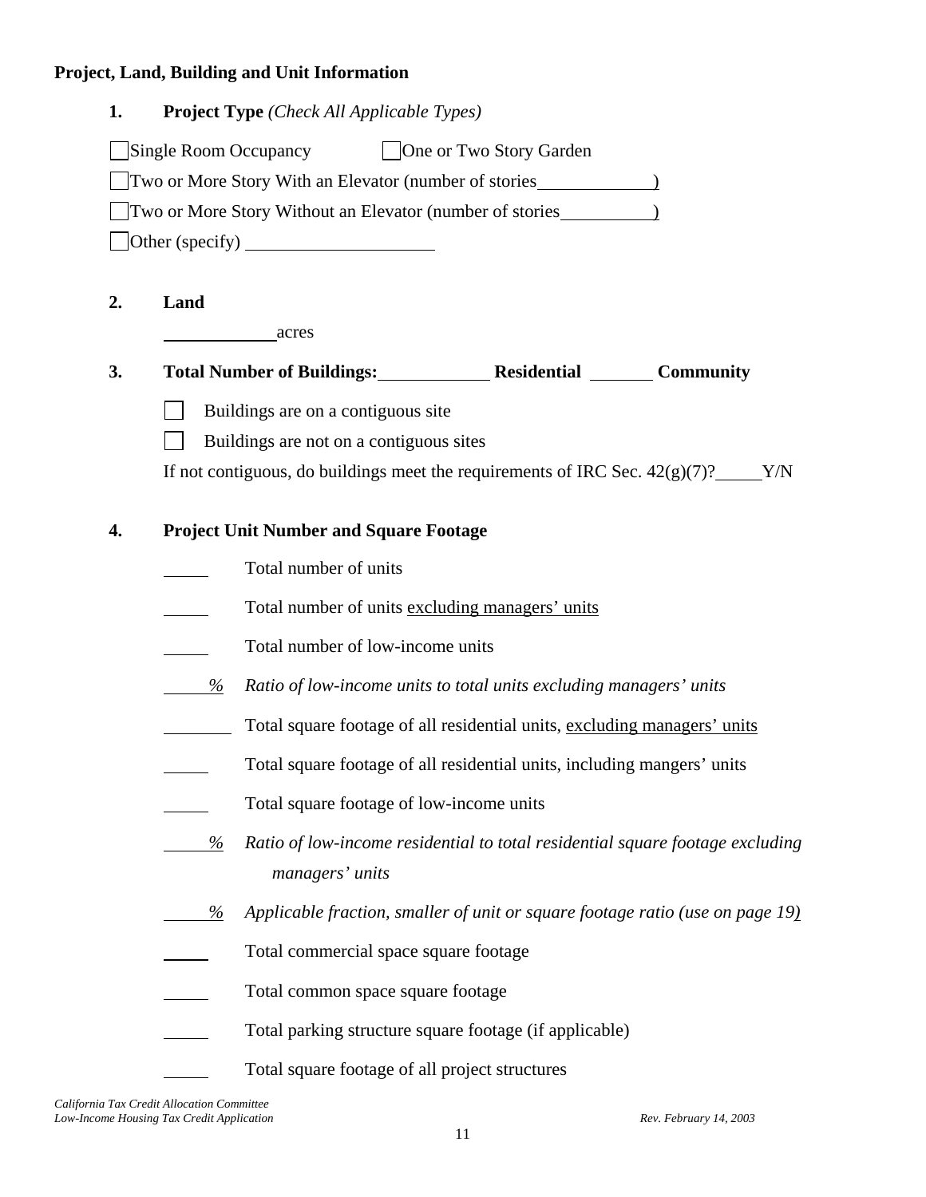**Project, Land, Building and Unit Information**

1. **Project Type** *(Check All Applicable Types)*

☐ Single Room Occupancy ☐ One or Two Story Garden

☐ Two or More Story With an Elevator (number of stories\_\_\_\_\_\_\_\_\_\_\_\_)

☐ Two or More Story Without an Elevator (number of stories\_\_\_\_\_\_\_\_\_\_)

☐ Other (specify) \_\_\_\_\_\_\_\_\_\_\_\_\_\_\_\_\_\_\_\_

2. **Land**

\_\_\_\_\_\_\_\_\_\_\_\_ acres

3. **Total Number of Buildings:**\_\_\_\_\_\_\_\_\_\_\_\_ **Residential** \_\_\_\_\_\_\_ **Community**

☐ Buildings are on a contiguous site

☐ Buildings are not on a contiguous sites

If not contiguous, do buildings meet the requirements of IRC Sec. 42(g)(7)?\_\_\_\_\_Y/N

4. **Project Unit Number and Square Footage**

\_\_\_\_\_ Total number of units

\_\_\_\_\_ Total number of units excluding managers' units

\_\_\_\_\_ Total number of low-income units

\_\_\_\_\_% *Ratio of low-income units to total units excluding managers' units*

\_\_\_\_\_\_\_\_ Total square footage of all residential units, excluding managers' units

\_\_\_\_\_ Total square footage of all residential units, including mangers' units

\_\_\_\_\_ Total square footage of low-income units

\_\_\_\_\_% *Ratio of low-income residential to total residential square footage excluding managers' units*

\_\_\_\_\_% *Applicable fraction, smaller of unit or square footage ratio (use on page 19)*

\_\_\_\_\_ Total commercial space square footage

\_\_\_\_\_ Total common space square footage

\_\_\_\_\_ Total parking structure square footage (if applicable)

\_\_\_\_\_ Total square footage of all project structures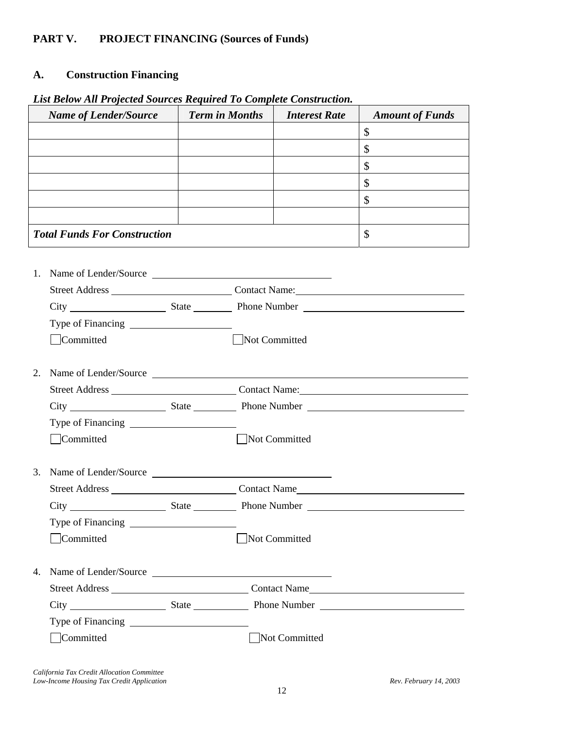## PART V. PROJECT FINANCING (Sources of Funds)

### A. Construction Financing

***List Below All Projected Sources Required To Complete Construction.***

| *Name of Lender/Source* | *Term in Months* | *Interest Rate* | *Amount of Funds* |
|---|---|---|---|
| | | | $ |
| | | | $ |
| | | | $ |
| | | | $ |
| | | | $ |
| | | | |
| ***Total Funds For Construction*** | | | $ |

1. Name of Lender/Source \_\_\_\_\_\_\_\_\_\_\_\_\_\_\_\_\_\_\_\_
   Street Address \_\_\_\_\_\_\_\_\_\_\_\_\_\_\_\_\_\_\_\_ Contact Name: \_\_\_\_\_\_\_\_\_\_\_\_\_\_\_\_\_\_\_\_
   City \_\_\_\_\_\_\_\_\_\_\_\_\_\_\_\_ State \_\_\_\_\_\_\_\_ Phone Number \_\_\_\_\_\_\_\_\_\_\_\_\_\_\_\_\_\_\_\_
   Type of Financing \_\_\_\_\_\_\_\_\_\_\_\_\_\_\_\_\_\_\_\_
   ☐ Committed ☐ Not Committed

2. Name of Lender/Source \_\_\_\_\_\_\_\_\_\_\_\_\_\_\_\_\_\_\_\_
   Street Address \_\_\_\_\_\_\_\_\_\_\_\_\_\_\_\_\_\_\_\_ Contact Name: \_\_\_\_\_\_\_\_\_\_\_\_\_\_\_\_\_\_\_\_
   City \_\_\_\_\_\_\_\_\_\_\_\_\_\_\_\_ State \_\_\_\_\_\_\_\_ Phone Number \_\_\_\_\_\_\_\_\_\_\_\_\_\_\_\_\_\_\_\_
   Type of Financing \_\_\_\_\_\_\_\_\_\_\_\_\_\_\_\_\_\_\_\_
   ☐ Committed ☐ Not Committed

3. Name of Lender/Source \_\_\_\_\_\_\_\_\_\_\_\_\_\_\_\_\_\_\_\_
   Street Address \_\_\_\_\_\_\_\_\_\_\_\_\_\_\_\_\_\_\_\_ Contact Name \_\_\_\_\_\_\_\_\_\_\_\_\_\_\_\_\_\_\_\_
   City \_\_\_\_\_\_\_\_\_\_\_\_\_\_\_\_ State \_\_\_\_\_\_\_\_ Phone Number \_\_\_\_\_\_\_\_\_\_\_\_\_\_\_\_\_\_\_\_
   Type of Financing \_\_\_\_\_\_\_\_\_\_\_\_\_\_\_\_\_\_\_\_
   ☐ Committed ☐ Not Committed

4. Name of Lender/Source \_\_\_\_\_\_\_\_\_\_\_\_\_\_\_\_\_\_\_\_
   Street Address \_\_\_\_\_\_\_\_\_\_\_\_\_\_\_\_\_\_\_\_ Contact Name \_\_\_\_\_\_\_\_\_\_\_\_\_\_\_\_\_\_\_\_
   City \_\_\_\_\_\_\_\_\_\_\_\_\_\_\_\_ State \_\_\_\_\_\_\_\_ Phone Number \_\_\_\_\_\_\_\_\_\_\_\_\_\_\_\_\_\_\_\_
   Type of Financing \_\_\_\_\_\_\_\_\_\_\_\_\_\_\_\_\_\_\_\_
   ☐ Committed ☐ Not Committed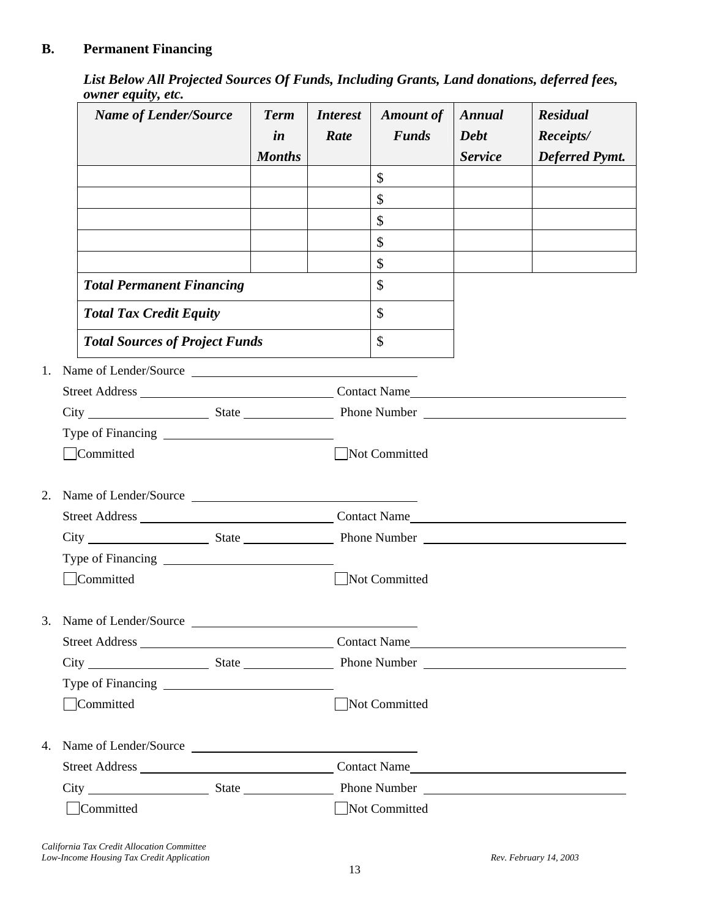## B. Permanent Financing

***List Below All Projected Sources Of Funds, Including Grants, Land donations, deferred fees, owner equity, etc.***

| ***Name of Lender/Source*** | ***Term in Months*** | ***Interest Rate*** | ***Amount of Funds*** | ***Annual Debt Service*** | ***Residual Receipts/ Deferred Pymt.*** |
|---|---|---|---|---|---|
| | | | $ | | |
| | | | $ | | |
| | | | $ | | |
| | | | $ | | |
| | | | $ | | |
| ***Total Permanent Financing*** | | | $ | | |
| ***Total Tax Credit Equity*** | | | $ | | |
| ***Total Sources of Project Funds*** | | | $ | | |

1. Name of Lender/Source ____________________

   Street Address ____________________ Contact Name ____________________

   City ____________ State ____________ Phone Number ____________________

   Type of Financing ____________________

   ☐ Committed ☐ Not Committed

2. Name of Lender/Source ____________________

   Street Address ____________________ Contact Name ____________________

   City ____________ State ____________ Phone Number ____________________

   Type of Financing ____________________

   ☐ Committed ☐ Not Committed

3. Name of Lender/Source ____________________

   Street Address ____________________ Contact Name ____________________

   City ____________ State ____________ Phone Number ____________________

   Type of Financing ____________________

   ☐ Committed ☐ Not Committed

4. Name of Lender/Source ____________________

   Street Address ____________________ Contact Name ____________________

   City ____________ State ____________ Phone Number ____________________

   ☐ Committed ☐ Not Committed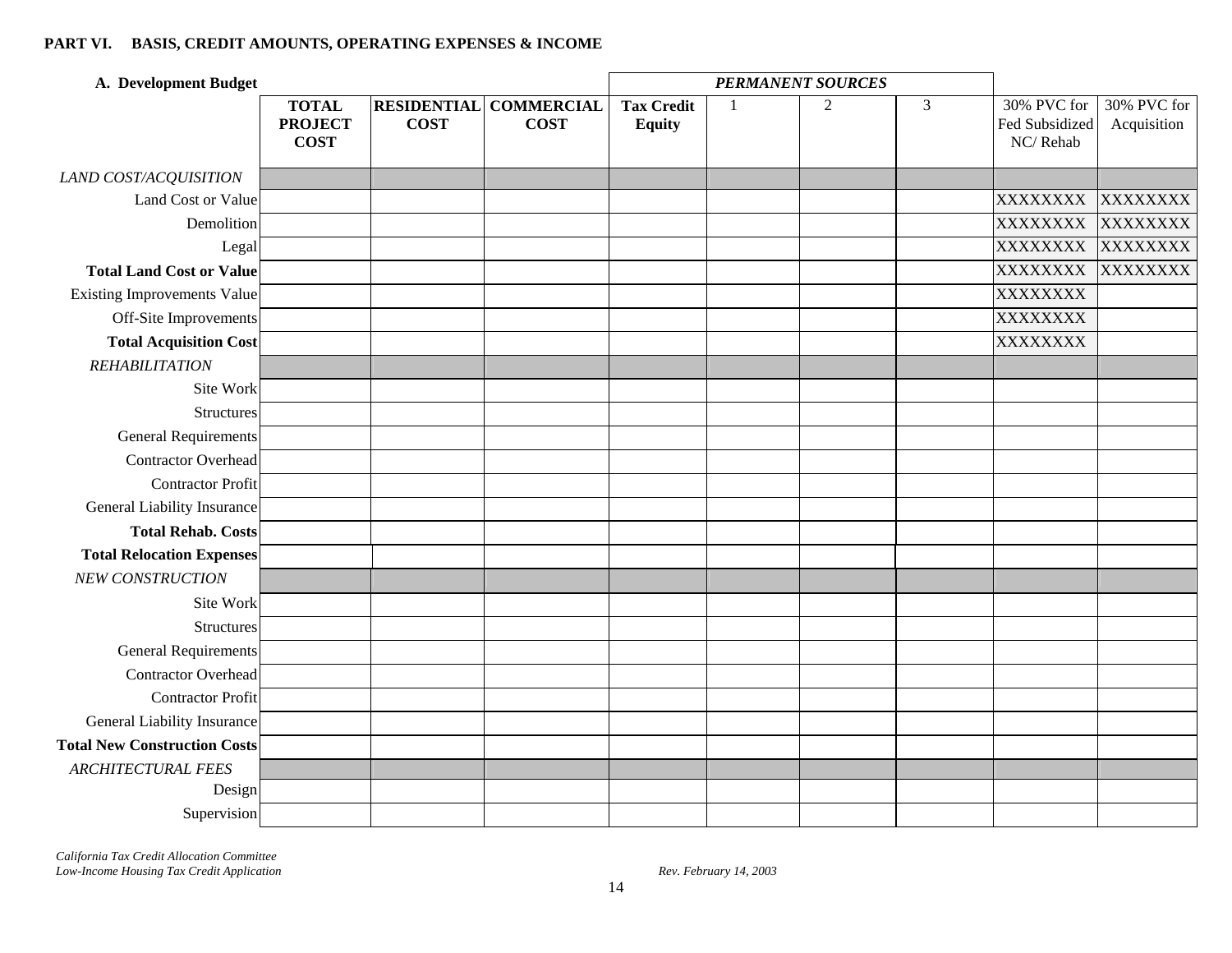**PART VI. BASIS, CREDIT AMOUNTS, OPERATING EXPENSES & INCOME**

**A. Development Budget**

| | **TOTAL PROJECT COST** | **RESIDENTIAL COST** | **COMMERCIAL COST** | ***PERMANENT SOURCES*** **Tax Credit Equity** | 1 | 2 | 3 | 30% PVC for Fed Subsidized NC/ Rehab | 30% PVC for Acquisition |
|---|---|---|---|---|---|---|---|---|---|
| *LAND COST/ACQUISITION* | | | | | | | | | |
| Land Cost or Value | | | | | | | | XXXXXXXX | XXXXXXXX |
| Demolition | | | | | | | | XXXXXXXX | XXXXXXXX |
| Legal | | | | | | | | XXXXXXXX | XXXXXXXX |
| **Total Land Cost or Value** | | | | | | | | XXXXXXXX | XXXXXXXX |
| Existing Improvements Value | | | | | | | | XXXXXXXX | |
| Off-Site Improvements | | | | | | | | XXXXXXXX | |
| **Total Acquisition Cost** | | | | | | | | XXXXXXXX | |
| *REHABILITATION* | | | | | | | | | |
| Site Work | | | | | | | | | |
| Structures | | | | | | | | | |
| General Requirements | | | | | | | | | |
| Contractor Overhead | | | | | | | | | |
| Contractor Profit | | | | | | | | | |
| General Liability Insurance | | | | | | | | | |
| **Total Rehab. Costs** | | | | | | | | | |
| **Total Relocation Expenses** | | | | | | | | | |
| *NEW CONSTRUCTION* | | | | | | | | | |
| Site Work | | | | | | | | | |
| Structures | | | | | | | | | |
| General Requirements | | | | | | | | | |
| Contractor Overhead | | | | | | | | | |
| Contractor Profit | | | | | | | | | |
| General Liability Insurance | | | | | | | | | |
| **Total New Construction Costs** | | | | | | | | | |
| *ARCHITECTURAL FEES* | | | | | | | | | |
| Design | | | | | | | | | |
| Supervision | | | | | | | | | |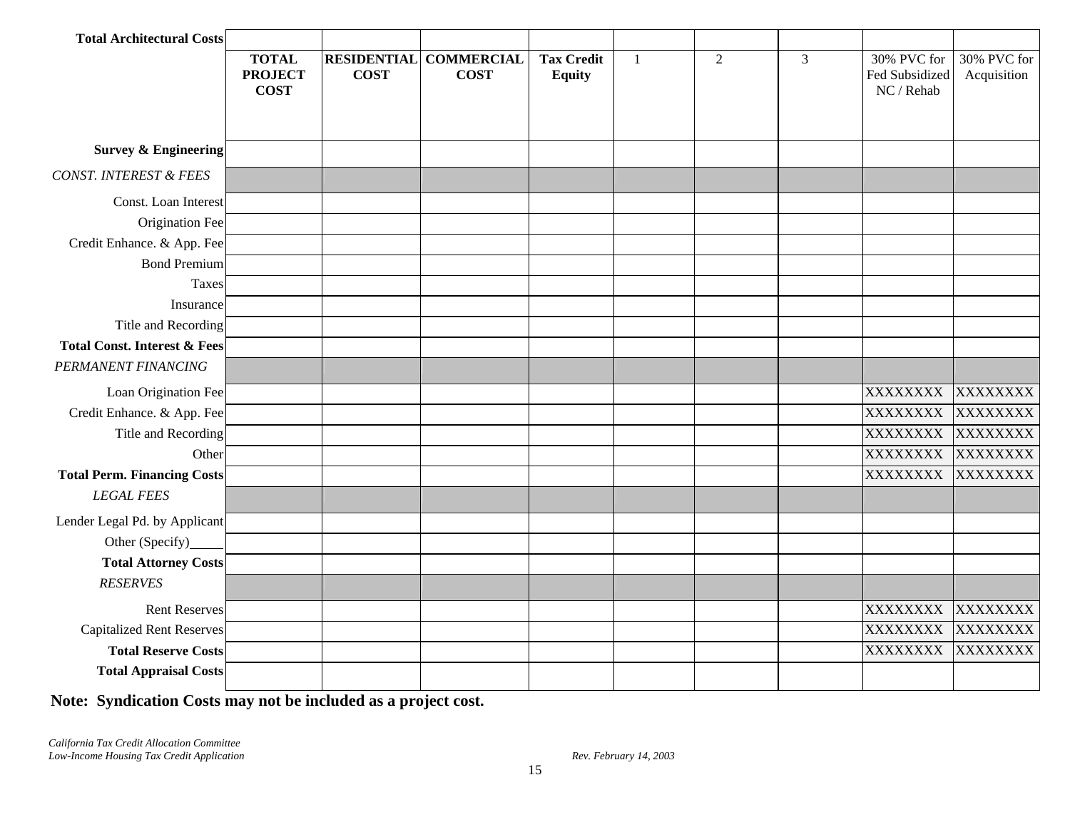| Total Architectural Costs | | | | | | | | | |
|---|---|---|---|---|---|---|---|---|---|
| | **TOTAL PROJECT COST** | **RESIDENTIAL COST** | **COMMERCIAL COST** | **Tax Credit Equity** | 1 | 2 | 3 | 30% PVC for Fed Subsidized NC / Rehab | 30% PVC for Acquisition |
| **Survey & Engineering** | | | | | | | | | |
| *CONST. INTEREST & FEES* | | | | | | | | | |
| Const. Loan Interest | | | | | | | | | |
| Origination Fee | | | | | | | | | |
| Credit Enhance. & App. Fee | | | | | | | | | |
| Bond Premium | | | | | | | | | |
| Taxes | | | | | | | | | |
| Insurance | | | | | | | | | |
| Title and Recording | | | | | | | | | |
| **Total Const. Interest & Fees** | | | | | | | | | |
| *PERMANENT FINANCING* | | | | | | | | | |
| Loan Origination Fee | | | | | | | | XXXXXXXX | XXXXXXXX |
| Credit Enhance. & App. Fee | | | | | | | | XXXXXXXX | XXXXXXXX |
| Title and Recording | | | | | | | | XXXXXXXX | XXXXXXXX |
| Other | | | | | | | | XXXXXXXX | XXXXXXXX |
| **Total Perm. Financing Costs** | | | | | | | | XXXXXXXX | XXXXXXXX |
| *LEGAL FEES* | | | | | | | | | |
| Lender Legal Pd. by Applicant | | | | | | | | | |
| Other (Specify)_____ | | | | | | | | | |
| **Total Attorney Costs** | | | | | | | | | |
| *RESERVES* | | | | | | | | | |
| Rent Reserves | | | | | | | | XXXXXXXX | XXXXXXXX |
| Capitalized Rent Reserves | | | | | | | | XXXXXXXX | XXXXXXXX |
| **Total Reserve Costs** | | | | | | | | XXXXXXXX | XXXXXXXX |
| **Total Appraisal Costs** | | | | | | | | | |

**Note: Syndication Costs may not be included as a project cost.**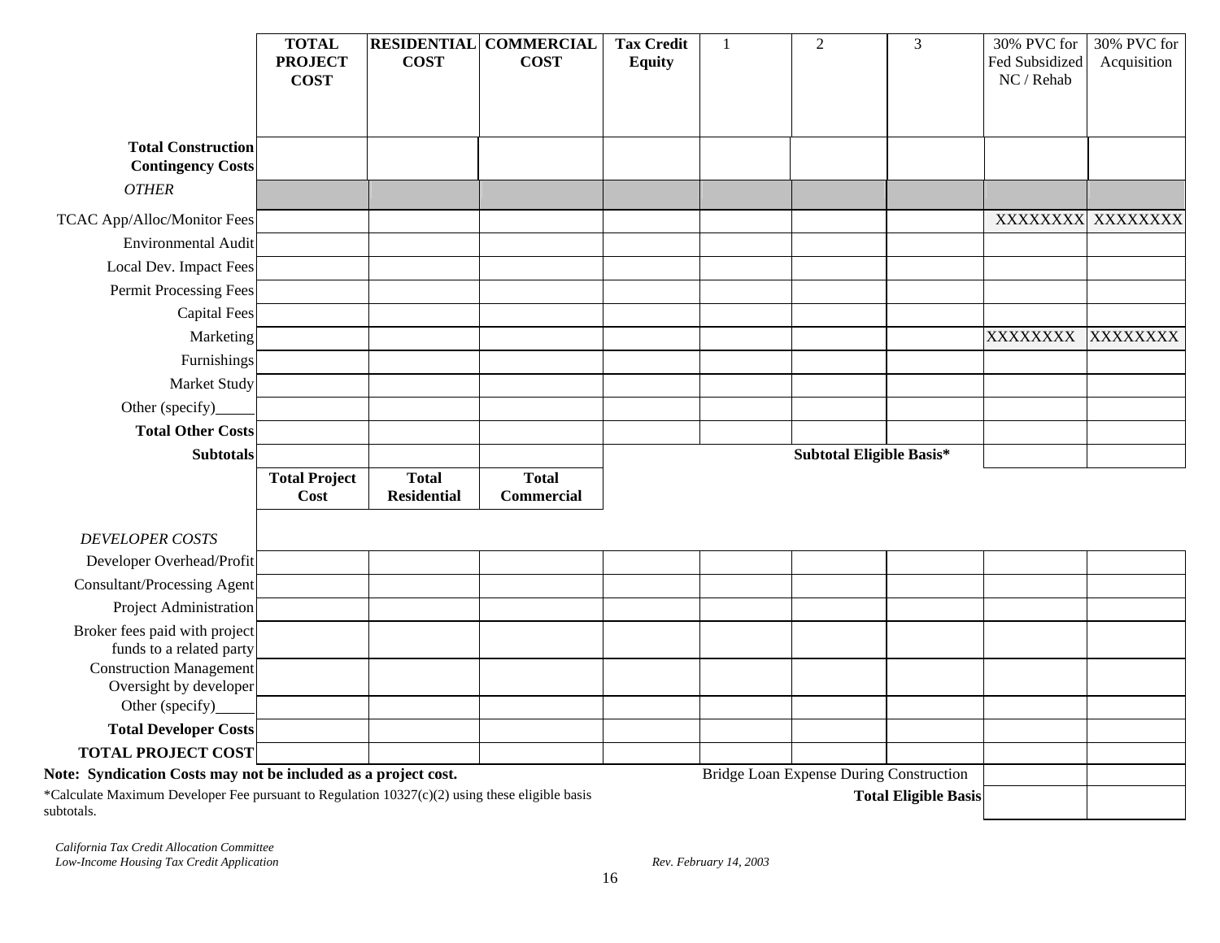| | TOTAL PROJECT COST | RESIDENTIAL COST | COMMERCIAL COST | Tax Credit Equity | 1 | 2 | 3 | 30% PVC for Fed Subsidized NC / Rehab | 30% PVC for Acquisition |
|---|---|---|---|---|---|---|---|---|---|
| **Total Construction Contingency Costs** | | | | | | | | | |
| *OTHER* | | | | | | | | | |
| TCAC App/Alloc/Monitor Fees | | | | | | | | XXXXXXXX | XXXXXXXX |
| Environmental Audit | | | | | | | | | |
| Local Dev. Impact Fees | | | | | | | | | |
| Permit Processing Fees | | | | | | | | | |
| Capital Fees | | | | | | | | | |
| Marketing | | | | | | | | XXXXXXXX | XXXXXXXX |
| Furnishings | | | | | | | | | |
| Market Study | | | | | | | | | |
| Other (specify)_____ | | | | | | | | | |
| **Total Other Costs** | | | | | | | | | |
| **Subtotals** | | | | | | **Subtotal Eligible Basis*** | | | |
| | **Total Project Cost** | **Total Residential** | **Total Commercial** | | | | | | |
| *DEVELOPER COSTS* | | | | | | | | | |
| Developer Overhead/Profit | | | | | | | | | |
| Consultant/Processing Agent | | | | | | | | | |
| Project Administration | | | | | | | | | |
| Broker fees paid with project funds to a related party | | | | | | | | | |
| Construction Management Oversight by developer | | | | | | | | | |
| Other (specify)_____ | | | | | | | | | |
| **Total Developer Costs** | | | | | | | | | |
| **TOTAL PROJECT COST** | | | | | | | | | |
| | | | | | Bridge Loan Expense During Construction | | | | |
| | | | | | | | **Total Eligible Basis** | | |

**Note: Syndication Costs may not be included as a project cost.**

*Calculate Maximum Developer Fee pursuant to Regulation 10327(c)(2) using these eligible basis subtotals.

*California Tax Credit Allocation Committee*
*Low-Income Housing Tax Credit Application*
*Rev. February 14, 2003*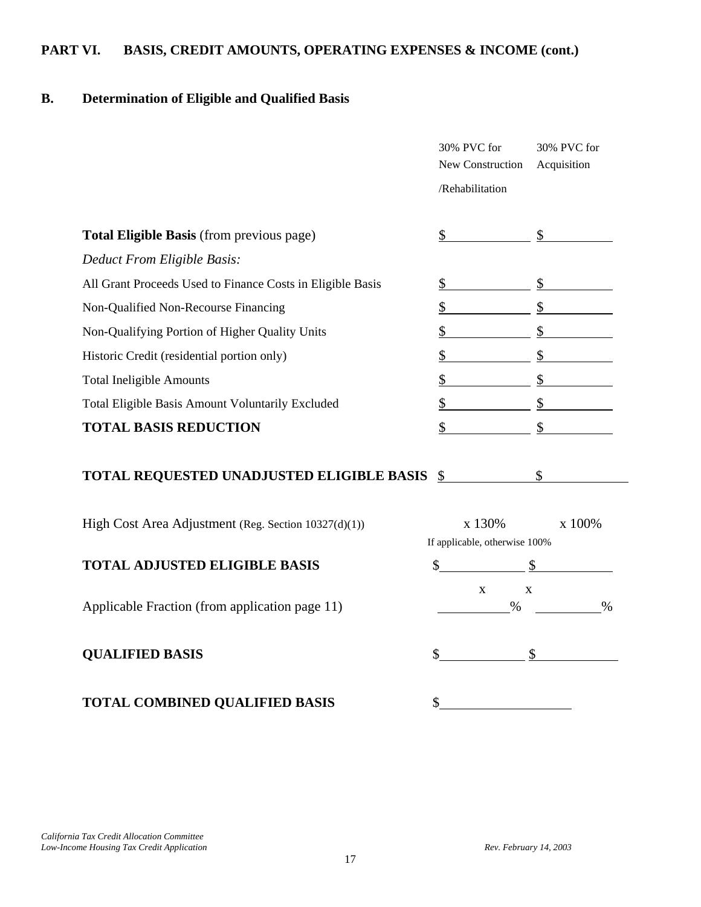## PART VI. BASIS, CREDIT AMOUNTS, OPERATING EXPENSES & INCOME (cont.)

### B. Determination of Eligible and Qualified Basis

| | 30% PVC for New Construction /Rehabilitation | 30% PVC for Acquisition |
|---|---|---|
| **Total Eligible Basis** (from previous page) | $ | $ |
| *Deduct From Eligible Basis:* | | |
| All Grant Proceeds Used to Finance Costs in Eligible Basis | $ | $ |
| Non-Qualified Non-Recourse Financing | $ | $ |
| Non-Qualifying Portion of Higher Quality Units | $ | $ |
| Historic Credit (residential portion only) | $ | $ |
| Total Ineligible Amounts | $ | $ |
| Total Eligible Basis Amount Voluntarily Excluded | $ | $ |
| **TOTAL BASIS REDUCTION** | $ | $ |
| **TOTAL REQUESTED UNADJUSTED ELIGIBLE BASIS** | $ | $ |
| High Cost Area Adjustment (Reg. Section 10327(d)(1)) | x 130% If applicable, otherwise 100% | x 100% |
| **TOTAL ADJUSTED ELIGIBLE BASIS** | $ | $ |
| Applicable Fraction (from application page 11) | x %| x % |
| **QUALIFIED BASIS** | $ | $ |
| **TOTAL COMBINED QUALIFIED BASIS** | $ | |

*California Tax Credit Allocation Committee*
*Low-Income Housing Tax Credit Application*

*Rev. February 14, 2003*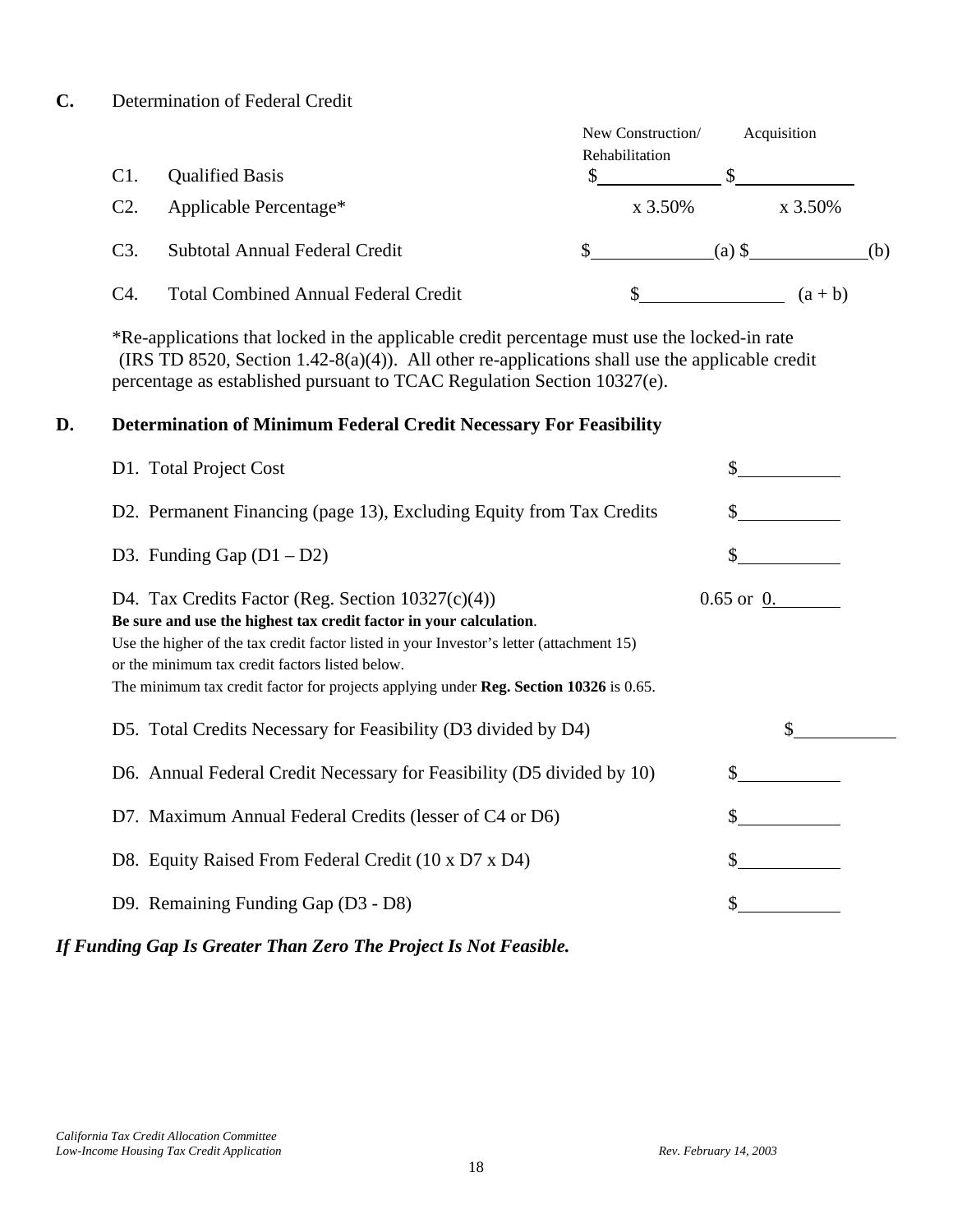## C. Determination of Federal Credit

| | | New Construction/ Rehabilitation | Acquisition |
|---|---|---|---|
| C1. | Qualified Basis | $\_\_\_\_\_\_\_\_\_\_ | $\_\_\_\_\_\_\_\_\_\_ |
| C2. | Applicable Percentage* | x 3.50% | x 3.50% |
| C3. | Subtotal Annual Federal Credit | $\_\_\_\_\_\_\_\_\_\_ (a) | $\_\_\_\_\_\_\_\_\_\_ (b) |
| C4. | Total Combined Annual Federal Credit | $\_\_\_\_\_\_\_\_\_\_ (a + b) | |

*Re-applications that locked in the applicable credit percentage must use the locked-in rate (IRS TD 8520, Section 1.42-8(a)(4)). All other re-applications shall use the applicable credit percentage as established pursuant to TCAC Regulation Section 10327(e).

## D. Determination of Minimum Federal Credit Necessary For Feasibility

| | |
|---|---|
| D1. Total Project Cost | $\_\_\_\_\_\_\_\_\_\_ |
| D2. Permanent Financing (page 13), Excluding Equity from Tax Credits | $\_\_\_\_\_\_\_\_\_\_ |
| D3. Funding Gap (D1 – D2) | $\_\_\_\_\_\_\_\_\_\_ |
| D4. Tax Credits Factor (Reg. Section 10327(c)(4)) | 0.65 or 0.\_\_\_\_\_\_ |

**Be sure and use the highest tax credit factor in your calculation**.
Use the higher of the tax credit factor listed in your Investor's letter (attachment 15) or the minimum tax credit factors listed below.
The minimum tax credit factor for projects applying under **Reg. Section 10326** is 0.65.

| | |
|---|---|
| D5. Total Credits Necessary for Feasibility (D3 divided by D4) | $\_\_\_\_\_\_\_\_\_\_ |
| D6. Annual Federal Credit Necessary for Feasibility (D5 divided by 10) | $\_\_\_\_\_\_\_\_\_\_ |
| D7. Maximum Annual Federal Credits (lesser of C4 or D6) | $\_\_\_\_\_\_\_\_\_\_ |
| D8. Equity Raised From Federal Credit (10 x D7 x D4) | $\_\_\_\_\_\_\_\_\_\_ |
| D9. Remaining Funding Gap (D3 - D8) | $\_\_\_\_\_\_\_\_\_\_ |

***If Funding Gap Is Greater Than Zero The Project Is Not Feasible.***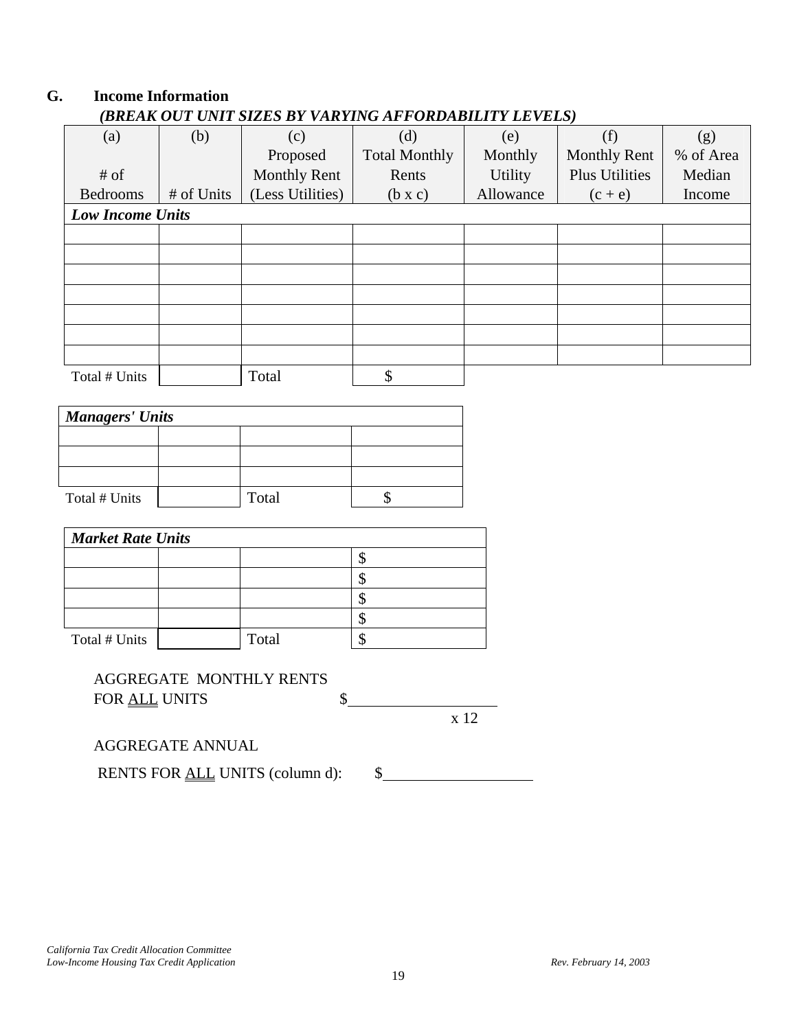## G. Income Information

***(BREAK OUT UNIT SIZES BY VARYING AFFORDABILITY LEVELS)***

| (a)<br># of Bedrooms | (b)<br># of Units | (c)<br>Proposed Monthly Rent (Less Utilities) | (d)<br>Total Monthly Rents (b x c) | (e)<br>Monthly Utility Allowance | (f)<br>Monthly Rent Plus Utilities (c + e) | (g)<br>% of Area Median Income |
|---|---|---|---|---|---|---|
| ***Low Income Units*** | | | | | | |
| | | | | | | |
| | | | | | | |
| | | | | | | |
| | | | | | | |
| | | | | | | |
| | | | | | | |
| | | | | | | |
| Total # Units | | Total | $ | | | |

| ***Managers' Units*** | | | |
|---|---|---|---|
| | | | |
| | | | |
| | | | |
| Total # Units | | Total | $ |

| ***Market Rate Units*** | | | |
|---|---|---|---|
| | | | $ |
| | | | $ |
| | | | $ |
| | | | $ |
| Total # Units | | Total | $ |

AGGREGATE MONTHLY RENTS
FOR ALL UNITS $____________________
x 12

AGGREGATE ANNUAL
RENTS FOR ALL UNITS (column d): $____________________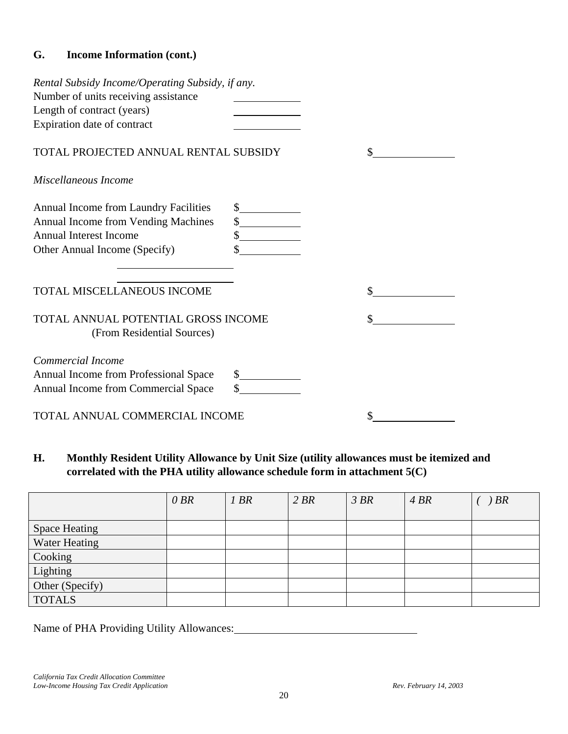## G. Income Information (cont.)

*Rental Subsidy Income/Operating Subsidy, if any.*

Number of units receiving assistance \_\_\_\_\_\_\_\_\_\_

Length of contract (years) \_\_\_\_\_\_\_\_\_\_

Expiration date of contract \_\_\_\_\_\_\_\_\_\_

TOTAL PROJECTED ANNUAL RENTAL SUBSIDY $\_\_\_\_\_\_\_\_\_\_

*Miscellaneous Income*

Annual Income from Laundry Facilities $\_\_\_\_\_\_\_\_\_\_

Annual Income from Vending Machines $\_\_\_\_\_\_\_\_\_\_

Annual Interest Income $\_\_\_\_\_\_\_\_\_\_

Other Annual Income (Specify) $\_\_\_\_\_\_\_\_\_\_

\_\_\_\_\_\_\_\_\_\_\_\_\_\_\_\_\_\_\_\_

\_\_\_\_\_\_\_\_\_\_\_\_\_\_\_\_\_\_\_\_

TOTAL MISCELLANEOUS INCOME $\_\_\_\_\_\_\_\_\_\_

TOTAL ANNUAL POTENTIAL GROSS INCOME $\_\_\_\_\_\_\_\_\_\_
(From Residential Sources)

*Commercial Income*

Annual Income from Professional Space $\_\_\_\_\_\_\_\_\_\_

Annual Income from Commercial Space $\_\_\_\_\_\_\_\_\_\_

TOTAL ANNUAL COMMERCIAL INCOME $\_\_\_\_\_\_\_\_\_\_

## H. Monthly Resident Utility Allowance by Unit Size (utility allowances must be itemized and correlated with the PHA utility allowance schedule form in attachment 5(C)

| | *0 BR* | *1 BR* | *2 BR* | *3 BR* | *4 BR* | *( ) BR* |
|---|---|---|---|---|---|---|
| Space Heating | | | | | | |
| Water Heating | | | | | | |
| Cooking | | | | | | |
| Lighting | | | | | | |
| Other (Specify) | | | | | | |
| TOTALS | | | | | | |

Name of PHA Providing Utility Allowances: \_\_\_\_\_\_\_\_\_\_\_\_\_\_\_\_\_\_\_\_\_\_\_\_\_\_\_\_\_\_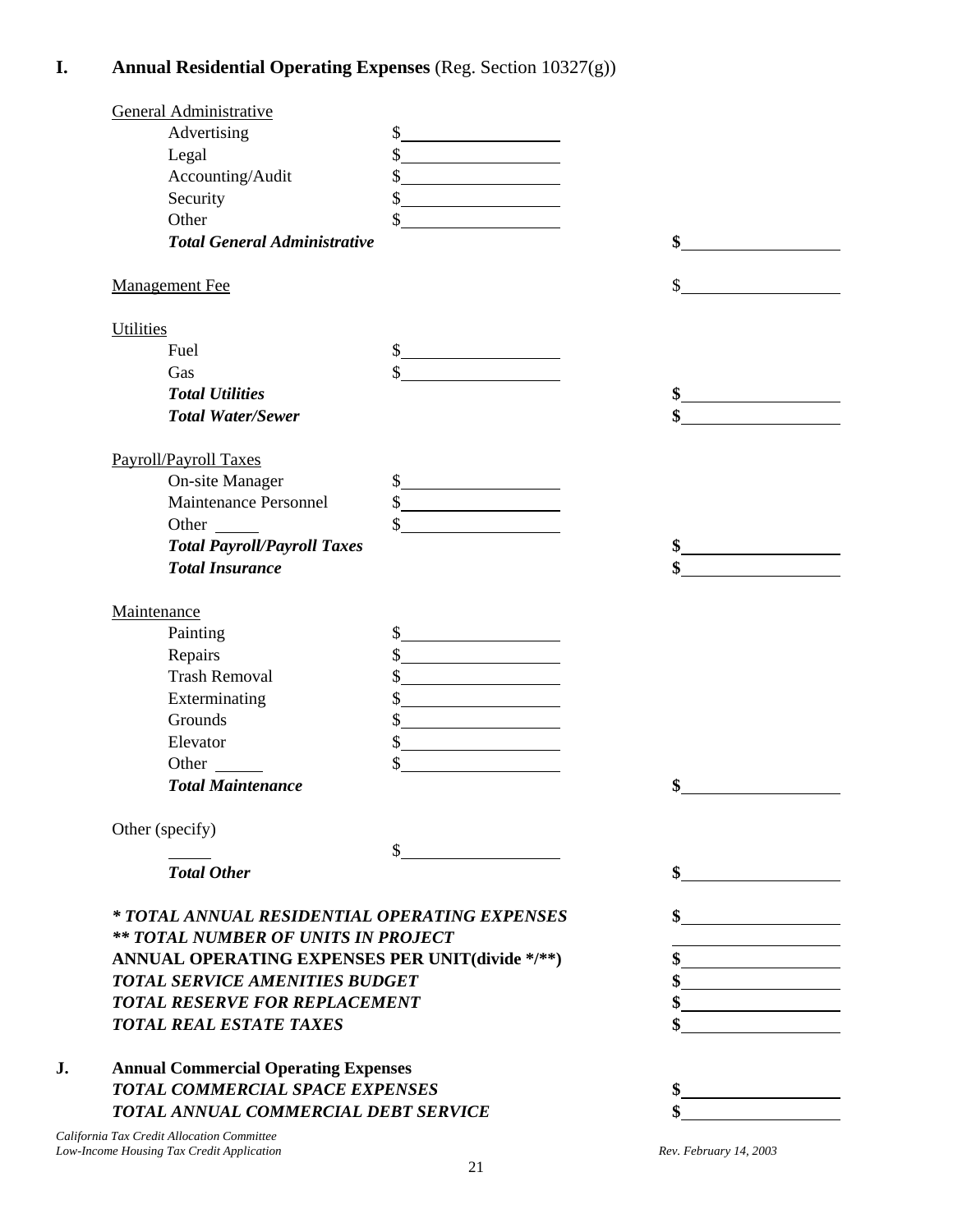## I. Annual Residential Operating Expenses (Reg. Section 10327(g))

| | | |
|---|---|---|
| General Administrative | | |
| Advertising | $ | |
| Legal | $ | |
| Accounting/Audit | $ | |
| Security | $ | |
| Other | $ | |
| ***Total General Administrative*** | | **$** |
| Management Fee | | $ |
| Utilities | | |
| Fuel | $ | |
| Gas | $ | |
| ***Total Utilities*** | | **$** |
| ***Total Water/Sewer*** | | **$** |
| Payroll/Payroll Taxes | | |
| On-site Manager | $ | |
| Maintenance Personnel | $ | |
| Other ____ | $ | |
| ***Total Payroll/Payroll Taxes*** | | **$** |
| ***Total Insurance*** | | **$** |
| Maintenance | | |
| Painting | $ | |
| Repairs | $ | |
| Trash Removal | $ | |
| Exterminating | $ | |
| Grounds | $ | |
| Elevator | $ | |
| Other ____ | $ | |
| ***Total Maintenance*** | | **$** |
| Other (specify) | | |
| ____ | $ | |
| ***Total Other*** | | **$** |
| ***\* TOTAL ANNUAL RESIDENTIAL OPERATING EXPENSES*** | | **$** |
| ***\*\* TOTAL NUMBER OF UNITS IN PROJECT*** | | |
| **ANNUAL OPERATING EXPENSES PER UNIT(divide \*/\*\*)** | | **$** |
| ***TOTAL SERVICE AMENITIES BUDGET*** | | **$** |
| ***TOTAL RESERVE FOR REPLACEMENT*** | | **$** |
| ***TOTAL REAL ESTATE TAXES*** | | **$** |

## J. Annual Commercial Operating Expenses

| | |
|---|---|
| ***TOTAL COMMERCIAL SPACE EXPENSES*** | **$** |
| ***TOTAL ANNUAL COMMERCIAL DEBT SERVICE*** | **$** |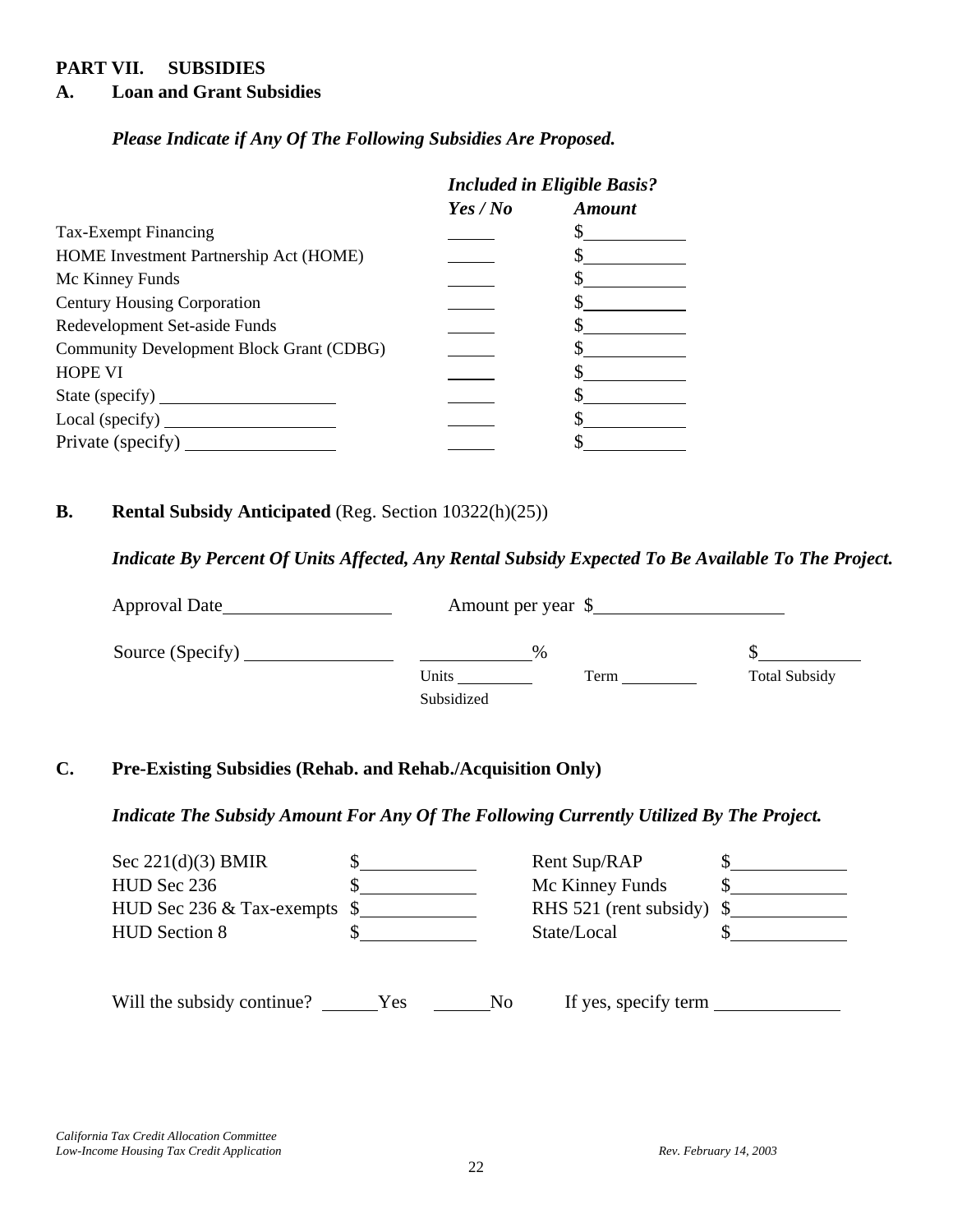## PART VII. SUBSIDIES

### A. Loan and Grant Subsidies

***Please Indicate if Any Of The Following Subsidies Are Proposed.***

| | *Included in Eligible Basis?* | |
|---|---|---|
| | ***Yes / No*** | ***Amount*** |
| Tax-Exempt Financing | ______ | $__________ |
| HOME Investment Partnership Act (HOME) | ______ | $__________ |
| Mc Kinney Funds | ______ | $__________ |
| Century Housing Corporation | ______ | $__________ |
| Redevelopment Set-aside Funds | ______ | $__________ |
| Community Development Block Grant (CDBG) | ______ | $__________ |
| HOPE VI | ______ | $__________ |
| State (specify) __________________ | ______ | $__________ |
| Local (specify) __________________ | ______ | $__________ |
| Private (specify) ________________ | ______ | $__________ |

### B. Rental Subsidy Anticipated (Reg. Section 10322(h)(25))

***Indicate By Percent Of Units Affected, Any Rental Subsidy Expected To Be Available To The Project.***

Approval Date__________________ Amount per year $____________________

Source (Specify) ________________ ___________% $__________

Units Subsidized _________ Term _________ Total Subsidy

### C. Pre-Existing Subsidies (Rehab. and Rehab./Acquisition Only)

***Indicate The Subsidy Amount For Any Of The Following Currently Utilized By The Project.***

| | | | |
|---|---|---|---|
| Sec 221(d)(3) BMIR | $____________ | Rent Sup/RAP | $____________ |
| HUD Sec 236 | $____________ | Mc Kinney Funds | $____________ |
| HUD Sec 236 & Tax-exempts | $____________ | RHS 521 (rent subsidy) | $____________ |
| HUD Section 8 | $____________ | State/Local | $____________ |

Will the subsidy continue? ______Yes ______No If yes, specify term _____________

*California Tax Credit Allocation Committee*
*Low-Income Housing Tax Credit Application*
*Rev. February 14, 2003*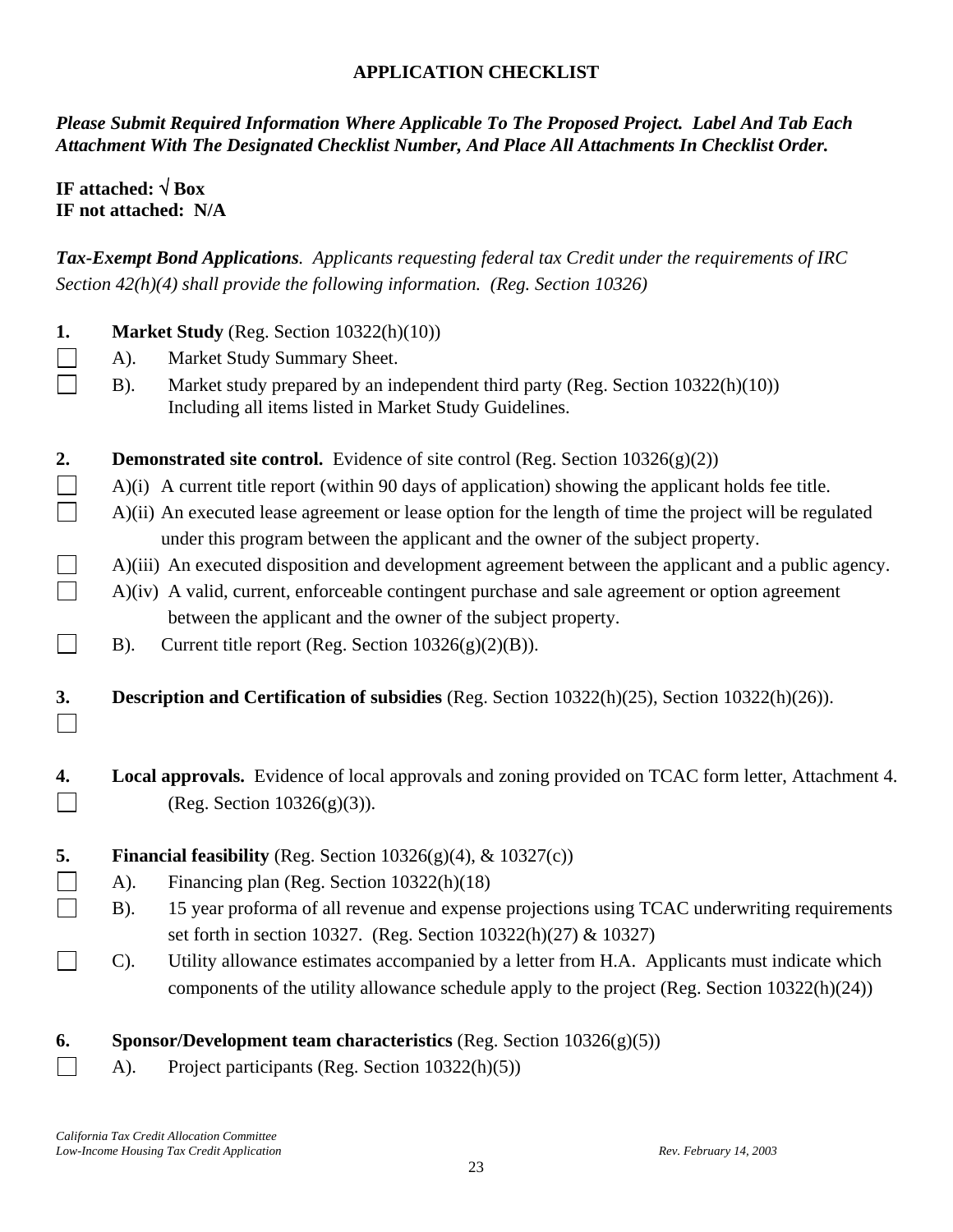## APPLICATION CHECKLIST

***Please Submit Required Information Where Applicable To The Proposed Project. Label And Tab Each Attachment With The Designated Checklist Number, And Place All Attachments In Checklist Order.***

**IF attached: √ Box**
**IF not attached: N/A**

***Tax-Exempt Bond Applications****. Applicants requesting federal tax Credit under the requirements of IRC Section 42(h)(4) shall provide the following information. (Reg. Section 10326)*

**1.** **Market Study** (Reg. Section 10322(h)(10))

- ☐ A). Market Study Summary Sheet.
- ☐ B). Market study prepared by an independent third party (Reg. Section 10322(h)(10)) Including all items listed in Market Study Guidelines.

**2.** **Demonstrated site control.** Evidence of site control (Reg. Section 10326(g)(2))

- ☐ A)(i) A current title report (within 90 days of application) showing the applicant holds fee title.
- ☐ A)(ii) An executed lease agreement or lease option for the length of time the project will be regulated under this program between the applicant and the owner of the subject property.
- ☐ A)(iii) An executed disposition and development agreement between the applicant and a public agency.
- ☐ A)(iv) A valid, current, enforceable contingent purchase and sale agreement or option agreement between the applicant and the owner of the subject property.
- ☐ B). Current title report (Reg. Section 10326(g)(2)(B)).

**3.** **Description and Certification of subsidies** (Reg. Section 10322(h)(25), Section 10322(h)(26)).

- ☐

**4.** **Local approvals.** Evidence of local approvals and zoning provided on TCAC form letter, Attachment 4. (Reg. Section 10326(g)(3)).

- ☐

**5.** **Financial feasibility** (Reg. Section 10326(g)(4), & 10327(c))

- ☐ A). Financing plan (Reg. Section 10322(h)(18)
- ☐ B). 15 year proforma of all revenue and expense projections using TCAC underwriting requirements set forth in section 10327. (Reg. Section 10322(h)(27) & 10327)
- ☐ C). Utility allowance estimates accompanied by a letter from H.A. Applicants must indicate which components of the utility allowance schedule apply to the project (Reg. Section 10322(h)(24))

**6.** **Sponsor/Development team characteristics** (Reg. Section 10326(g)(5))

- ☐ A). Project participants (Reg. Section 10322(h)(5))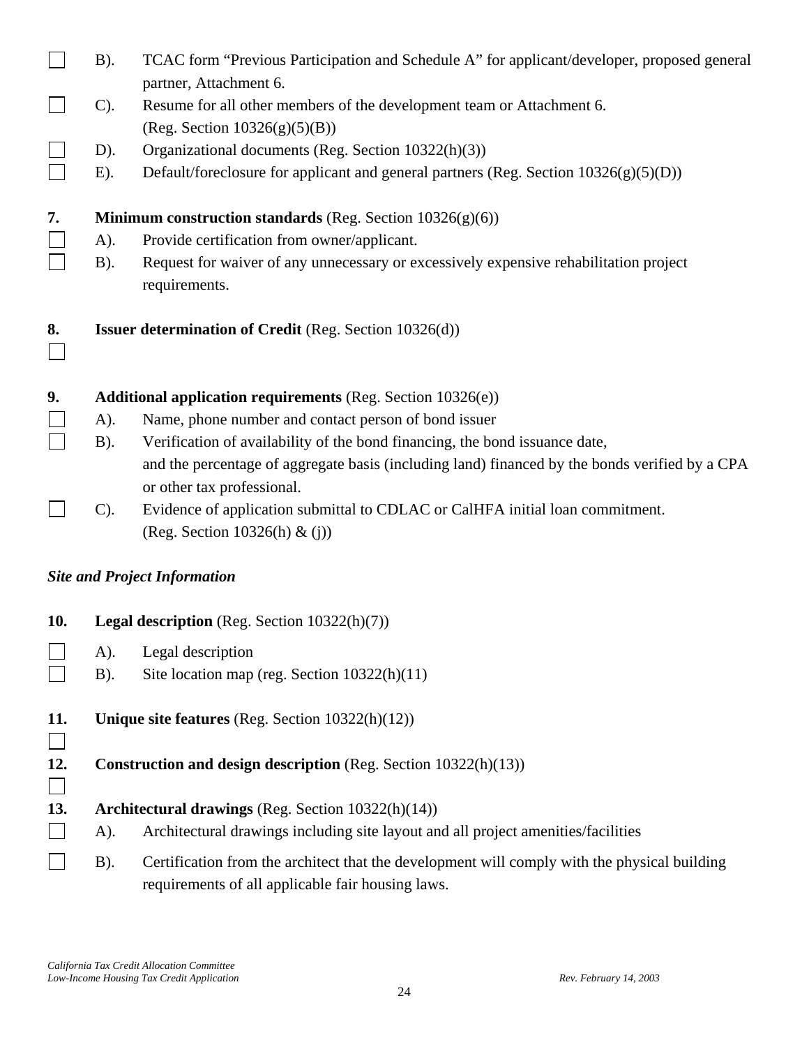- [ ] B). TCAC form "Previous Participation and Schedule A" for applicant/developer, proposed general partner, Attachment 6.
- [ ] C). Resume for all other members of the development team or Attachment 6. (Reg. Section 10326(g)(5)(B))
- [ ] D). Organizational documents (Reg. Section 10322(h)(3))
- [ ] E). Default/foreclosure for applicant and general partners (Reg. Section 10326(g)(5)(D))

**7. Minimum construction standards** (Reg. Section 10326(g)(6))

- [ ] A). Provide certification from owner/applicant.
- [ ] B). Request for waiver of any unnecessary or excessively expensive rehabilitation project requirements.

**8. Issuer determination of Credit** (Reg. Section 10326(d))

- [ ] 

**9. Additional application requirements** (Reg. Section 10326(e))

- [ ] A). Name, phone number and contact person of bond issuer
- [ ] B). Verification of availability of the bond financing, the bond issuance date, and the percentage of aggregate basis (including land) financed by the bonds verified by a CPA or other tax professional.
- [ ] C). Evidence of application submittal to CDLAC or CalHFA initial loan commitment. (Reg. Section 10326(h) & (j))

*Site and Project Information*

**10. Legal description** (Reg. Section 10322(h)(7))

- [ ] A). Legal description
- [ ] B). Site location map (reg. Section 10322(h)(11)

**11. Unique site features** (Reg. Section 10322(h)(12))

- [ ] 

**12. Construction and design description** (Reg. Section 10322(h)(13))

- [ ] 

**13. Architectural drawings** (Reg. Section 10322(h)(14))

- [ ] A). Architectural drawings including site layout and all project amenities/facilities
- [ ] B). Certification from the architect that the development will comply with the physical building requirements of all applicable fair housing laws.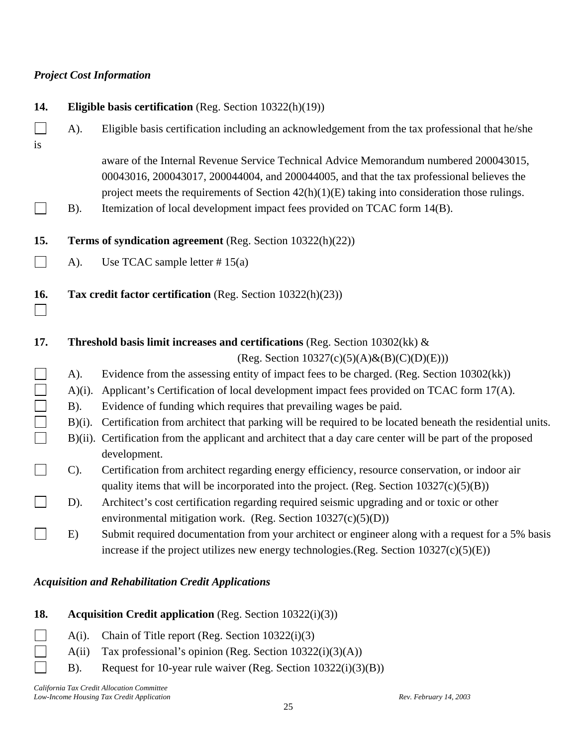*Project Cost Information*

**14. Eligible basis certification** (Reg. Section 10322(h)(19))

☐ A). Eligible basis certification including an acknowledgement from the tax professional that he/she is aware of the Internal Revenue Service Technical Advice Memorandum numbered 200043015, 00043016, 200043017, 200044004, and 200044005, and that the tax professional believes the project meets the requirements of Section 42(h)(1)(E) taking into consideration those rulings.

☐ B). Itemization of local development impact fees provided on TCAC form 14(B).

**15. Terms of syndication agreement** (Reg. Section 10322(h)(22))

☐ A). Use TCAC sample letter # 15(a)

**16. Tax credit factor certification** (Reg. Section 10322(h)(23))

☐

**17. Threshold basis limit increases and certifications** (Reg. Section 10302(kk) & (Reg. Section 10327(c)(5)(A)&(B)(C)(D)(E)))

☐ A). Evidence from the assessing entity of impact fees to be charged. (Reg. Section 10302(kk))

☐ A)(i). Applicant's Certification of local development impact fees provided on TCAC form 17(A).

☐ B). Evidence of funding which requires that prevailing wages be paid.

☐ B)(i). Certification from architect that parking will be required to be located beneath the residential units.

☐ B)(ii). Certification from the applicant and architect that a day care center will be part of the proposed development.

☐ C). Certification from architect regarding energy efficiency, resource conservation, or indoor air quality items that will be incorporated into the project. (Reg. Section 10327(c)(5)(B))

☐ D). Architect's cost certification regarding required seismic upgrading and or toxic or other environmental mitigation work. (Reg. Section 10327(c)(5)(D))

☐ E) Submit required documentation from your architect or engineer along with a request for a 5% basis increase if the project utilizes new energy technologies.(Reg. Section 10327(c)(5)(E))

*Acquisition and Rehabilitation Credit Applications*

**18. Acquisition Credit application** (Reg. Section 10322(i)(3))

☐ A(i). Chain of Title report (Reg. Section 10322(i)(3)

☐ A(ii) Tax professional's opinion (Reg. Section 10322(i)(3)(A))

☐ B). Request for 10-year rule waiver (Reg. Section 10322(i)(3)(B))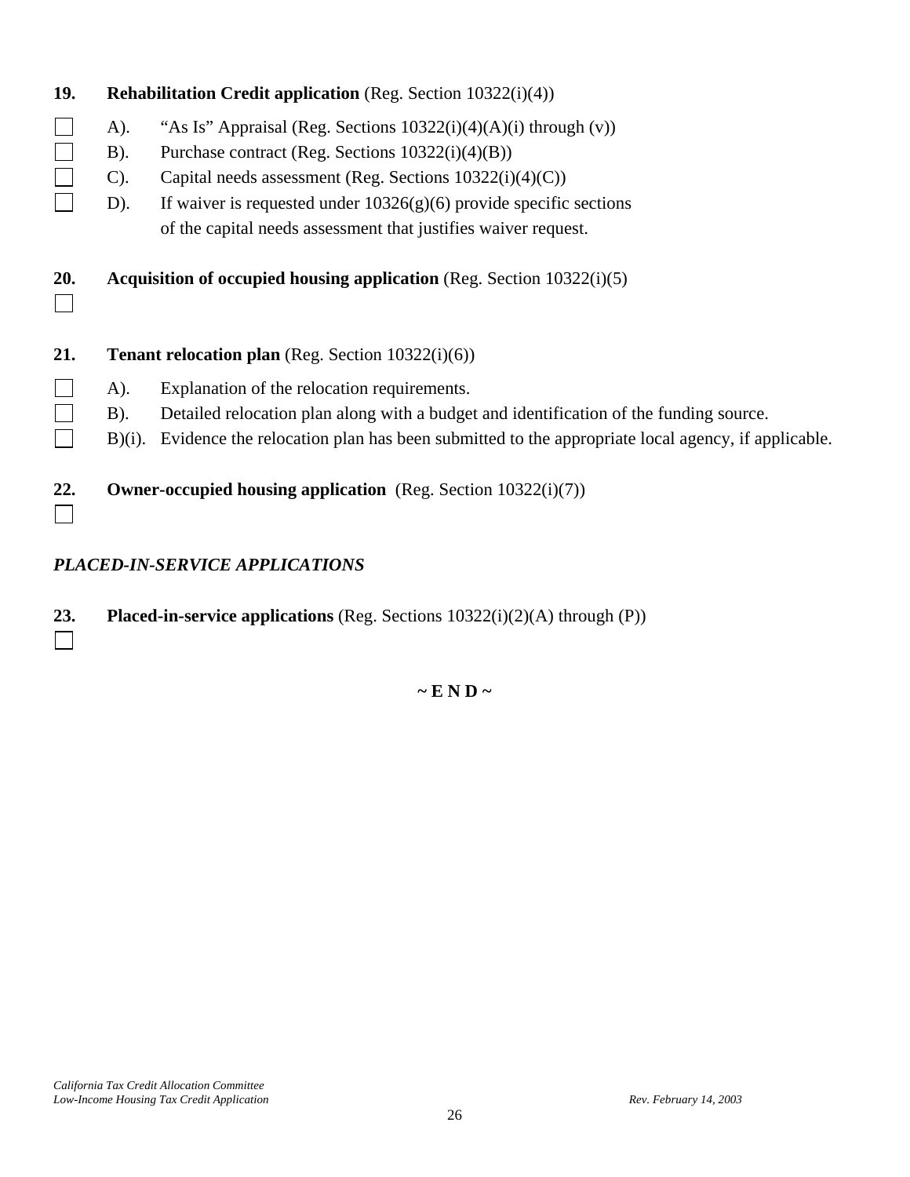**19.** **Rehabilitation Credit application** (Reg. Section 10322(i)(4))

- [ ] A). "As Is" Appraisal (Reg. Sections 10322(i)(4)(A)(i) through (v))
- [ ] B). Purchase contract (Reg. Sections 10322(i)(4)(B))
- [ ] C). Capital needs assessment (Reg. Sections 10322(i)(4)(C))
- [ ] D). If waiver is requested under 10326(g)(6) provide specific sections of the capital needs assessment that justifies waiver request.

**20.** **Acquisition of occupied housing application** (Reg. Section 10322(i)(5)

- [ ] 

**21.** **Tenant relocation plan** (Reg. Section 10322(i)(6))

- [ ] A). Explanation of the relocation requirements.
- [ ] B). Detailed relocation plan along with a budget and identification of the funding source.
- [ ] B)(i). Evidence the relocation plan has been submitted to the appropriate local agency, if applicable.

**22.** **Owner-occupied housing application** (Reg. Section 10322(i)(7))

- [ ] 

***PLACED-IN-SERVICE APPLICATIONS***

**23.** **Placed-in-service applications** (Reg. Sections 10322(i)(2)(A) through (P))

- [ ] 

**~ E N D ~**